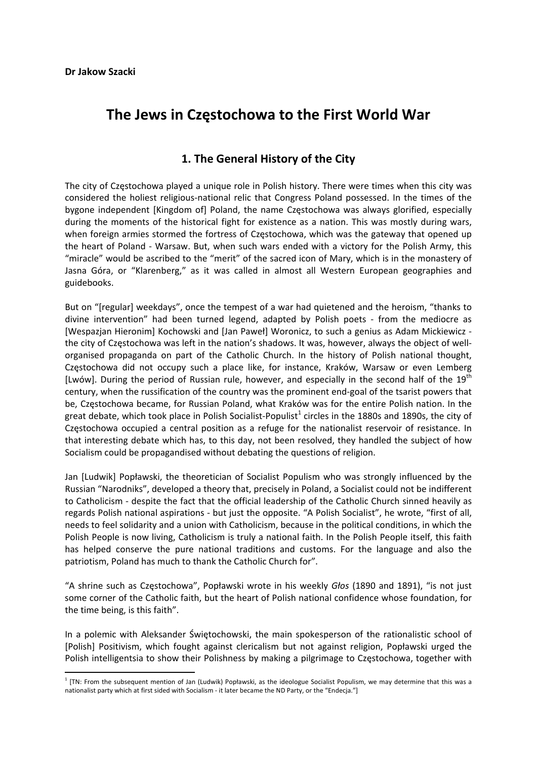**Dr Jakow Szacki**

# The Jews in Częstochowa to the First World War

## 1. The General History of the City

The city of Częstochowa played a unique role in Polish history. There were times when this city was considered the holiest religious-national relic that Congress Poland possessed. In the times of the bygone independent [Kingdom of] Poland, the name Częstochowa was always glorified, especially during the moments of the historical fight for existence as a nation. This was mostly during wars, when foreign armies stormed the fortress of Częstochowa, which was the gateway that opened up the heart of Poland - Warsaw. But, when such wars ended with a victory for the Polish Army, this "miracle" would be ascribed to the "merit" of the sacred icon of Mary, which is in the monastery of Jasna Góra, or "Klarenberg," as it was called in almost all Western European geographies and guidebooks.

But on "[regular] weekdays", once the tempest of a war had quietened and the heroism, "thanks to divine intervention" had been turned legend, adapted by Polish poets - from the mediocre as [Wespazjan Hieronim] Kochowski and [Jan Paweł] Woronicz, to such a genius as Adam Mickiewicz - the city of Częstochowa was left in the nation's shadows. It was, however, always the object of well-organised propaganda on part of the Catholic Church. In the history of Polish national thought, Częstochowa did not occupy such a place like, for instance, Kraków, Warsaw or even Lemberg [Lwów]. During the period of Russian rule, however, and especially in the second half of the 19th century, when the russification of the country was the prominent end-goal of the tsarist powers that be, Częstochowa became, for Russian Poland, what Kraków was for the entire Polish nation. In the great debate, which took place in Polish Socialist-Populist[1] circles in the 1880s and 1890s, the city of Częstochowa occupied a central position as a refuge for the nationalist reservoir of resistance. In that interesting debate which has, to this day, not been resolved, they handled the subject of how Socialism could be propagandised without debating the questions of religion.

Jan [Ludwik] Popławski, the theoretician of Socialist Populism who was strongly influenced by the Russian "Narodniks", developed a theory that, precisely in Poland, a Socialist could not be indifferent to Catholicism - despite the fact that the official leadership of the Catholic Church sinned heavily as regards Polish national aspirations - but just the opposite. "A Polish Socialist", he wrote, "first of all, needs to feel solidarity and a union with Catholicism, because in the political conditions, in which the Polish People is now living, Catholicism is truly a national faith. In the Polish People itself, this faith has helped conserve the pure national traditions and customs. For the language and also the patriotism, Poland has much to thank the Catholic Church for".

"A shrine such as Częstochowa", Popławski wrote in his weekly *Głos* (1890 and 1891), "is not just some corner of the Catholic faith, but the heart of Polish national confidence whose foundation, for the time being, is this faith".

In a polemic with Aleksander Świętochowski, the main spokesperson of the rationalistic school of [Polish] Positivism, which fought against clericalism but not against religion, Popławski urged the Polish intelligentsia to show their Polishness by making a pilgrimage to Częstochowa, together with

[1] [TN: From the subsequent mention of Jan (Ludwik) Popławski, as the ideologue Socialist Populism, we may determine that this was a nationalist party which at first sided with Socialism - it later became the ND Party, or the "Endecja."]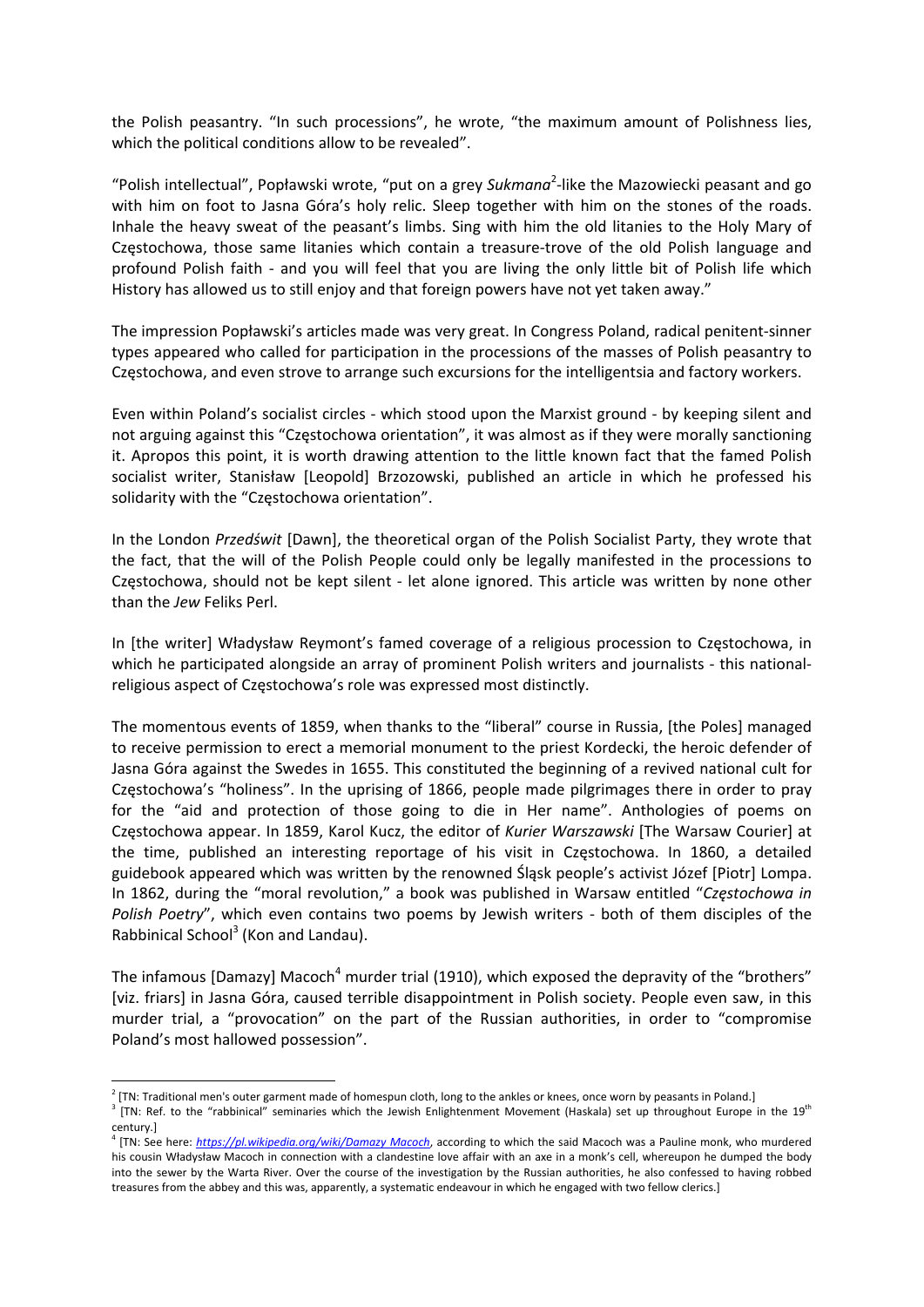the Polish peasantry. "In such processions", he wrote, "the maximum amount of Polishness lies, which the political conditions allow to be revealed".

"Polish intellectual", Popławski wrote, "put on a grey *Sukmana*[2]-like the Mazowiecki peasant and go with him on foot to Jasna Góra's holy relic. Sleep together with him on the stones of the roads. Inhale the heavy sweat of the peasant's limbs. Sing with him the old litanies to the Holy Mary of Częstochowa, those same litanies which contain a treasure-trove of the old Polish language and profound Polish faith - and you will feel that you are living the only little bit of Polish life which History has allowed us to still enjoy and that foreign powers have not yet taken away."

The impression Popławski's articles made was very great. In Congress Poland, radical penitent-sinner types appeared who called for participation in the processions of the masses of Polish peasantry to Częstochowa, and even strove to arrange such excursions for the intelligentsia and factory workers.

Even within Poland's socialist circles - which stood upon the Marxist ground - by keeping silent and not arguing against this "Częstochowa orientation", it was almost as if they were morally sanctioning it. Apropos this point, it is worth drawing attention to the little known fact that the famed Polish socialist writer, Stanisław [Leopold] Brzozowski, published an article in which he professed his solidarity with the "Częstochowa orientation".

In the London *Przedświt* [Dawn], the theoretical organ of the Polish Socialist Party, they wrote that the fact, that the will of the Polish People could only be legally manifested in the processions to Częstochowa, should not be kept silent - let alone ignored. This article was written by none other than the *Jew* Feliks Perl.

In [the writer] Władysław Reymont's famed coverage of a religious procession to Częstochowa, in which he participated alongside an array of prominent Polish writers and journalists - this national-religious aspect of Częstochowa's role was expressed most distinctly.

The momentous events of 1859, when thanks to the "liberal" course in Russia, [the Poles] managed to receive permission to erect a memorial monument to the priest Kordecki, the heroic defender of Jasna Góra against the Swedes in 1655. This constituted the beginning of a revived national cult for Częstochowa's "holiness". In the uprising of 1866, people made pilgrimages there in order to pray for the "aid and protection of those going to die in Her name". Anthologies of poems on Częstochowa appear. In 1859, Karol Kucz, the editor of *Kurier Warszawski* [The Warsaw Courier] at the time, published an interesting reportage of his visit in Częstochowa. In 1860, a detailed guidebook appeared which was written by the renowned Śląsk people's activist Józef [Piotr] Lompa. In 1862, during the "moral revolution," a book was published in Warsaw entitled "*Częstochowa in Polish Poetry*", which even contains two poems by Jewish writers - both of them disciples of the Rabbinical School[3] (Kon and Landau).

The infamous [Damazy] Macoch[4] murder trial (1910), which exposed the depravity of the "brothers" [viz. friars] in Jasna Góra, caused terrible disappointment in Polish society. People even saw, in this murder trial, a "provocation" on the part of the Russian authorities, in order to "compromise Poland's most hallowed possession".

---

[2] [TN: Traditional men's outer garment made of homespun cloth, long to the ankles or knees, once worn by peasants in Poland.]

[3] [TN: Ref. to the "rabbinical" seminaries which the Jewish Enlightenment Movement (Haskala) set up throughout Europe in the 19th century.]

[4] [TN: See here: *https://pl.wikipedia.org/wiki/Damazy_Macoch*, according to which the said Macoch was a Pauline monk, who murdered his cousin Władysław Macoch in connection with a clandestine love affair with an axe in a monk's cell, whereupon he dumped the body into the sewer by the Warta River. Over the course of the investigation by the Russian authorities, he also confessed to having robbed treasures from the abbey and this was, apparently, a systematic endeavour in which he engaged with two fellow clerics.]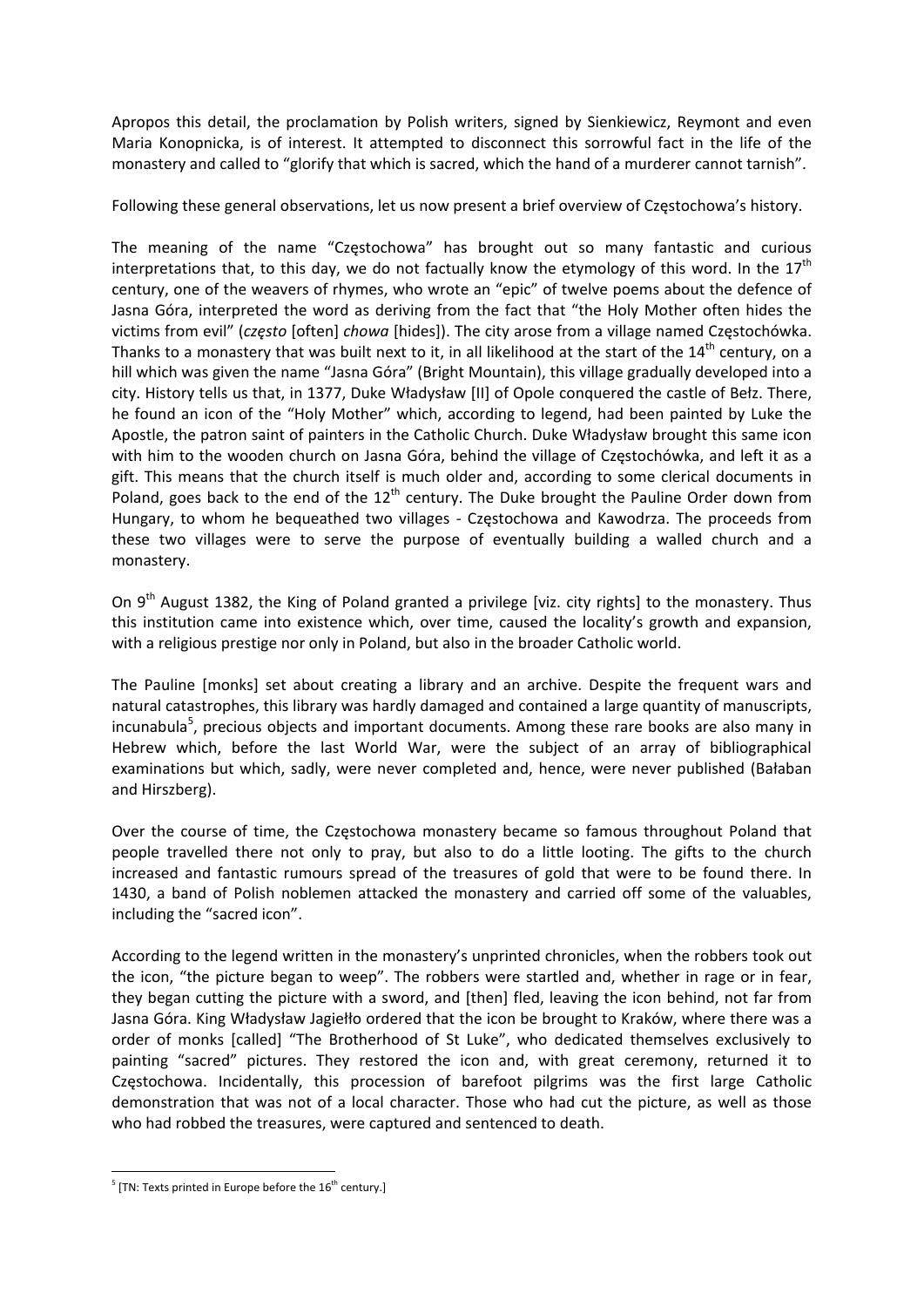Apropos this detail, the proclamation by Polish writers, signed by Sienkiewicz, Reymont and even Maria Konopnicka, is of interest. It attempted to disconnect this sorrowful fact in the life of the monastery and called to "glorify that which is sacred, which the hand of a murderer cannot tarnish".

Following these general observations, let us now present a brief overview of Częstochowa's history.

The meaning of the name "Częstochowa" has brought out so many fantastic and curious interpretations that, to this day, we do not factually know the etymology of this word. In the 17th century, one of the weavers of rhymes, who wrote an "epic" of twelve poems about the defence of Jasna Góra, interpreted the word as deriving from the fact that "the Holy Mother often hides the victims from evil" (*często* [often] *chowa* [hides]). The city arose from a village named Częstochówka. Thanks to a monastery that was built next to it, in all likelihood at the start of the 14th century, on a hill which was given the name "Jasna Góra" (Bright Mountain), this village gradually developed into a city. History tells us that, in 1377, Duke Władysław [II] of Opole conquered the castle of Bełz. There, he found an icon of the "Holy Mother" which, according to legend, had been painted by Luke the Apostle, the patron saint of painters in the Catholic Church. Duke Władysław brought this same icon with him to the wooden church on Jasna Góra, behind the village of Częstochówka, and left it as a gift. This means that the church itself is much older and, according to some clerical documents in Poland, goes back to the end of the 12th century. The Duke brought the Pauline Order down from Hungary, to whom he bequeathed two villages - Częstochowa and Kawodrza. The proceeds from these two villages were to serve the purpose of eventually building a walled church and a monastery.

On 9th August 1382, the King of Poland granted a privilege [viz. city rights] to the monastery. Thus this institution came into existence which, over time, caused the locality's growth and expansion, with a religious prestige nor only in Poland, but also in the broader Catholic world.

The Pauline [monks] set about creating a library and an archive. Despite the frequent wars and natural catastrophes, this library was hardly damaged and contained a large quantity of manuscripts, incunabula[5], precious objects and important documents. Among these rare books are also many in Hebrew which, before the last World War, were the subject of an array of bibliographical examinations but which, sadly, were never completed and, hence, were never published (Bałaban and Hirszberg).

Over the course of time, the Częstochowa monastery became so famous throughout Poland that people travelled there not only to pray, but also to do a little looting. The gifts to the church increased and fantastic rumours spread of the treasures of gold that were to be found there. In 1430, a band of Polish noblemen attacked the monastery and carried off some of the valuables, including the "sacred icon".

According to the legend written in the monastery's unprinted chronicles, when the robbers took out the icon, "the picture began to weep". The robbers were startled and, whether in rage or in fear, they began cutting the picture with a sword, and [then] fled, leaving the icon behind, not far from Jasna Góra. King Władysław Jagiełło ordered that the icon be brought to Kraków, where there was a order of monks [called] "The Brotherhood of St Luke", who dedicated themselves exclusively to painting "sacred" pictures. They restored the icon and, with great ceremony, returned it to Częstochowa. Incidentally, this procession of barefoot pilgrims was the first large Catholic demonstration that was not of a local character. Those who had cut the picture, as well as those who had robbed the treasures, were captured and sentenced to death.

[5] [TN: Texts printed in Europe before the 16th century.]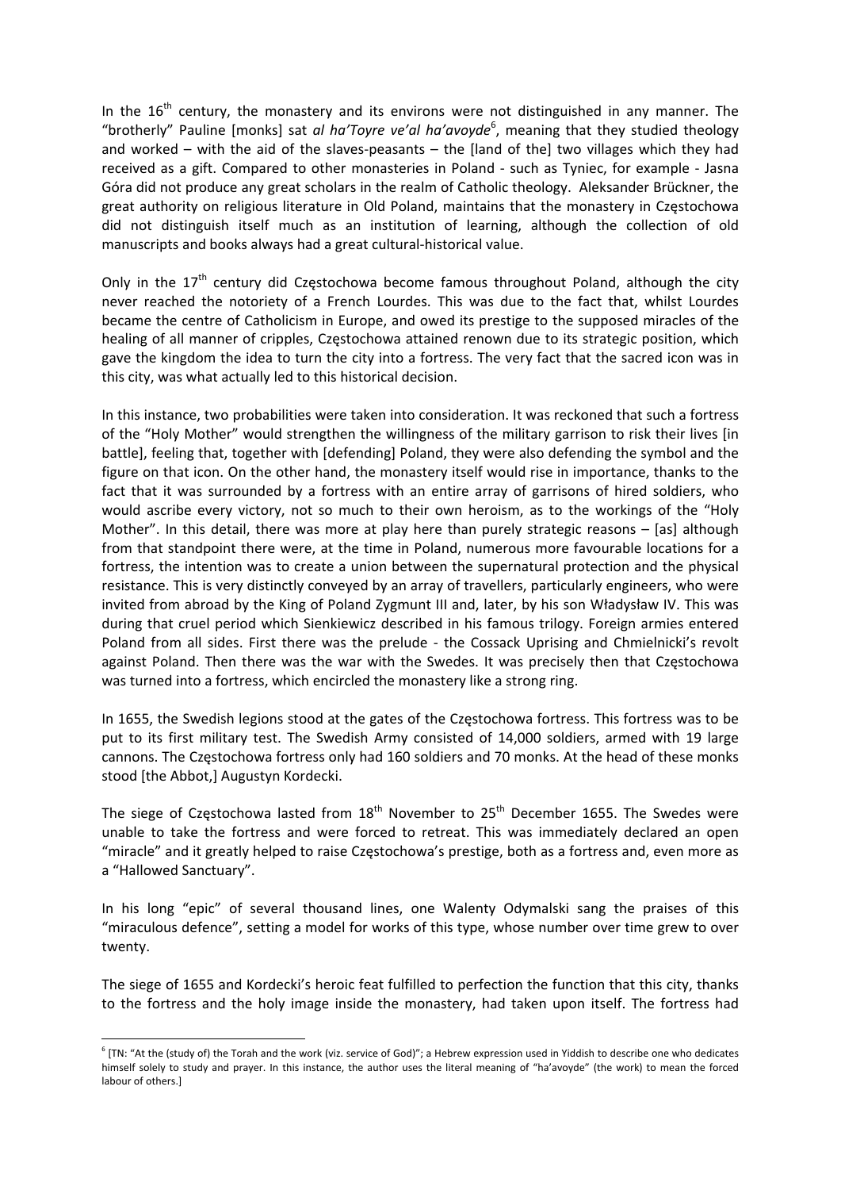In the 16th century, the monastery and its environs were not distinguished in any manner. The "brotherly" Pauline [monks] sat *al ha'Toyre ve'al ha'avoyde*[6], meaning that they studied theology and worked – with the aid of the slaves-peasants – the [land of the] two villages which they had received as a gift. Compared to other monasteries in Poland - such as Tyniec, for example - Jasna Góra did not produce any great scholars in the realm of Catholic theology. Aleksander Brückner, the great authority on religious literature in Old Poland, maintains that the monastery in Częstochowa did not distinguish itself much as an institution of learning, although the collection of old manuscripts and books always had a great cultural-historical value.

Only in the 17th century did Częstochowa become famous throughout Poland, although the city never reached the notoriety of a French Lourdes. This was due to the fact that, whilst Lourdes became the centre of Catholicism in Europe, and owed its prestige to the supposed miracles of the healing of all manner of cripples, Częstochowa attained renown due to its strategic position, which gave the kingdom the idea to turn the city into a fortress. The very fact that the sacred icon was in this city, was what actually led to this historical decision.

In this instance, two probabilities were taken into consideration. It was reckoned that such a fortress of the "Holy Mother" would strengthen the willingness of the military garrison to risk their lives [in battle], feeling that, together with [defending] Poland, they were also defending the symbol and the figure on that icon. On the other hand, the monastery itself would rise in importance, thanks to the fact that it was surrounded by a fortress with an entire array of garrisons of hired soldiers, who would ascribe every victory, not so much to their own heroism, as to the workings of the "Holy Mother". In this detail, there was more at play here than purely strategic reasons – [as] although from that standpoint there were, at the time in Poland, numerous more favourable locations for a fortress, the intention was to create a union between the supernatural protection and the physical resistance. This is very distinctly conveyed by an array of travellers, particularly engineers, who were invited from abroad by the King of Poland Zygmunt III and, later, by his son Władysław IV. This was during that cruel period which Sienkiewicz described in his famous trilogy. Foreign armies entered Poland from all sides. First there was the prelude - the Cossack Uprising and Chmielnicki's revolt against Poland. Then there was the war with the Swedes. It was precisely then that Częstochowa was turned into a fortress, which encircled the monastery like a strong ring.

In 1655, the Swedish legions stood at the gates of the Częstochowa fortress. This fortress was to be put to its first military test. The Swedish Army consisted of 14,000 soldiers, armed with 19 large cannons. The Częstochowa fortress only had 160 soldiers and 70 monks. At the head of these monks stood [the Abbot,] Augustyn Kordecki.

The siege of Częstochowa lasted from 18th November to 25th December 1655. The Swedes were unable to take the fortress and were forced to retreat. This was immediately declared an open "miracle" and it greatly helped to raise Częstochowa's prestige, both as a fortress and, even more as a "Hallowed Sanctuary".

In his long "epic" of several thousand lines, one Walenty Odymalski sang the praises of this "miraculous defence", setting a model for works of this type, whose number over time grew to over twenty.

The siege of 1655 and Kordecki's heroic feat fulfilled to perfection the function that this city, thanks to the fortress and the holy image inside the monastery, had taken upon itself. The fortress had

[6] [TN: "At the (study of) the Torah and the work (viz. service of God)"; a Hebrew expression used in Yiddish to describe one who dedicates himself solely to study and prayer. In this instance, the author uses the literal meaning of "ha'avoyde" (the work) to mean the forced labour of others.]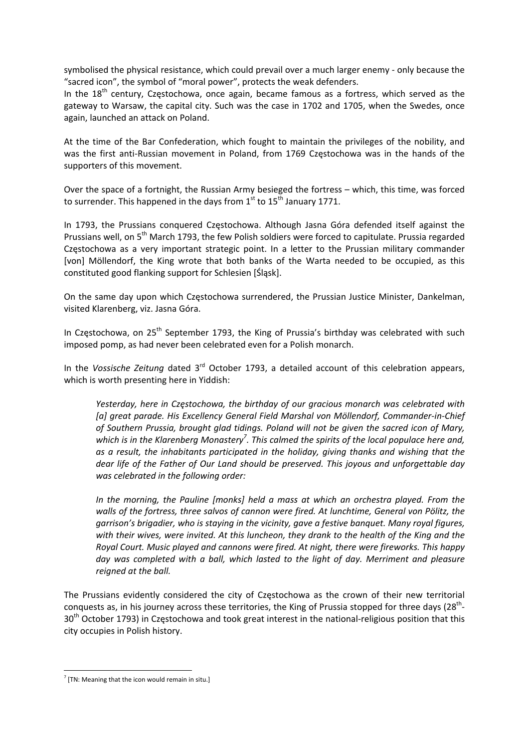symbolised the physical resistance, which could prevail over a much larger enemy - only because the "sacred icon", the symbol of "moral power", protects the weak defenders.
In the 18th century, Częstochowa, once again, became famous as a fortress, which served as the gateway to Warsaw, the capital city. Such was the case in 1702 and 1705, when the Swedes, once again, launched an attack on Poland.

At the time of the Bar Confederation, which fought to maintain the privileges of the nobility, and was the first anti-Russian movement in Poland, from 1769 Częstochowa was in the hands of the supporters of this movement.

Over the space of a fortnight, the Russian Army besieged the fortress – which, this time, was forced to surrender. This happened in the days from 1st to 15th January 1771.

In 1793, the Prussians conquered Częstochowa. Although Jasna Góra defended itself against the Prussians well, on 5th March 1793, the few Polish soldiers were forced to capitulate. Prussia regarded Częstochowa as a very important strategic point. In a letter to the Prussian military commander [von] Möllendorf, the King wrote that both banks of the Warta needed to be occupied, as this constituted good flanking support for Schlesien [Śląsk].

On the same day upon which Częstochowa surrendered, the Prussian Justice Minister, Dankelman, visited Klarenberg, viz. Jasna Góra.

In Częstochowa, on 25th September 1793, the King of Prussia's birthday was celebrated with such imposed pomp, as had never been celebrated even for a Polish monarch.

In the *Vossische Zeitung* dated 3rd October 1793, a detailed account of this celebration appears, which is worth presenting here in Yiddish:

> *Yesterday, here in Częstochowa, the birthday of our gracious monarch was celebrated with [a] great parade. His Excellency General Field Marshal von Möllendorf, Commander-in-Chief of Southern Prussia, brought glad tidings. Poland will not be given the sacred icon of Mary, which is in the Klarenberg Monastery[7]. This calmed the spirits of the local populace here and, as a result, the inhabitants participated in the holiday, giving thanks and wishing that the dear life of the Father of Our Land should be preserved. This joyous and unforgettable day was celebrated in the following order:*
>
> *In the morning, the Pauline [monks] held a mass at which an orchestra played. From the walls of the fortress, three salvos of cannon were fired. At lunchtime, General von Pölitz, the garrison's brigadier, who is staying in the vicinity, gave a festive banquet. Many royal figures, with their wives, were invited. At this luncheon, they drank to the health of the King and the Royal Court. Music played and cannons were fired. At night, there were fireworks. This happy day was completed with a ball, which lasted to the light of day. Merriment and pleasure reigned at the ball.*

The Prussians evidently considered the city of Częstochowa as the crown of their new territorial conquests as, in his journey across these territories, the King of Prussia stopped for three days (28th-30th October 1793) in Częstochowa and took great interest in the national-religious position that this city occupies in Polish history.

---

[7] [TN: Meaning that the icon would remain in situ.]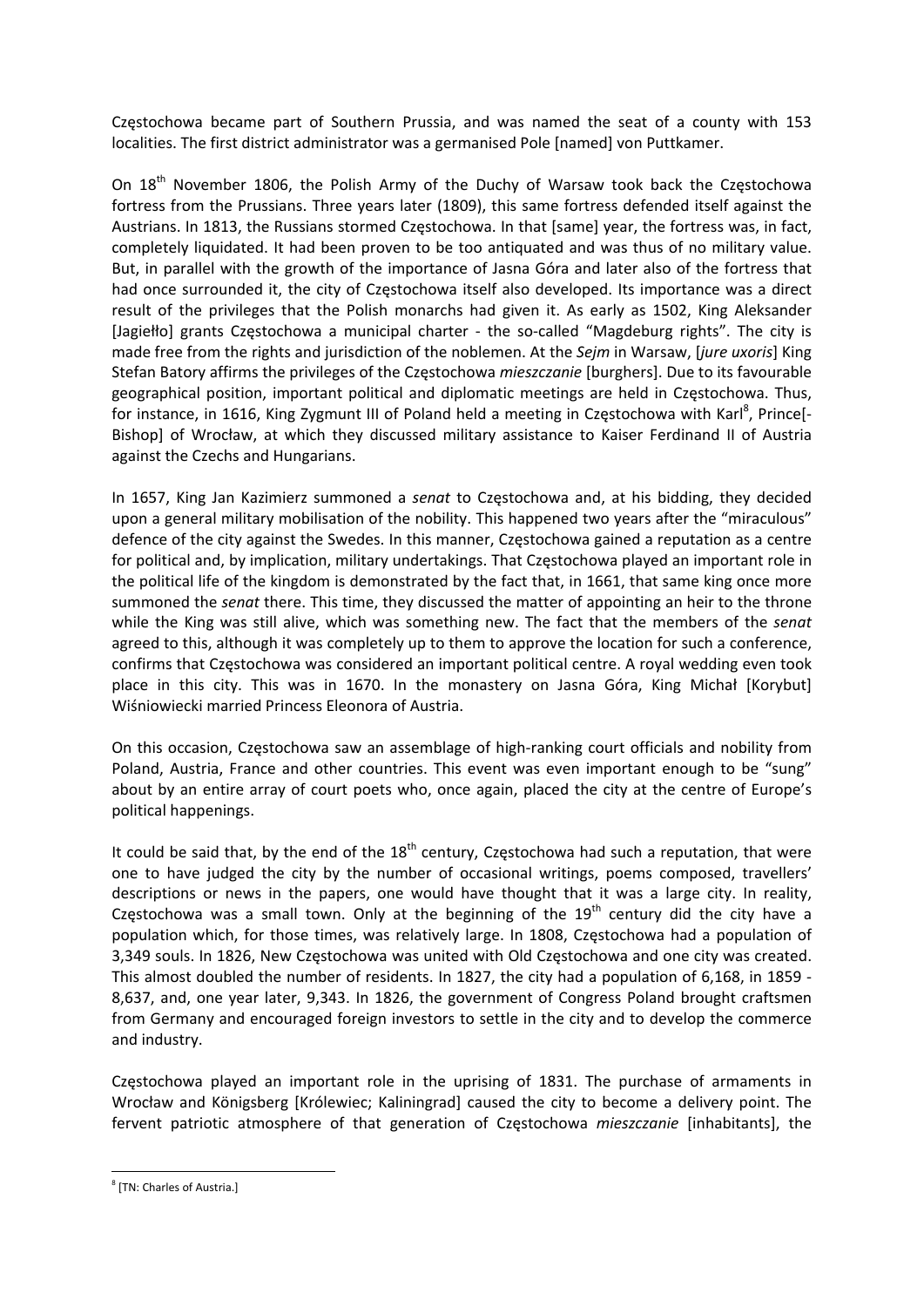Częstochowa became part of Southern Prussia, and was named the seat of a county with 153 localities. The first district administrator was a germanised Pole [named] von Puttkamer.

On 18th November 1806, the Polish Army of the Duchy of Warsaw took back the Częstochowa fortress from the Prussians. Three years later (1809), this same fortress defended itself against the Austrians. In 1813, the Russians stormed Częstochowa. In that [same] year, the fortress was, in fact, completely liquidated. It had been proven to be too antiquated and was thus of no military value. But, in parallel with the growth of the importance of Jasna Góra and later also of the fortress that had once surrounded it, the city of Częstochowa itself also developed. Its importance was a direct result of the privileges that the Polish monarchs had given it. As early as 1502, King Aleksander [Jagiełło] grants Częstochowa a municipal charter - the so-called "Magdeburg rights". The city is made free from the rights and jurisdiction of the noblemen. At the *Sejm* in Warsaw, [*jure uxoris*] King Stefan Batory affirms the privileges of the Częstochowa *mieszczanie* [burghers]. Due to its favourable geographical position, important political and diplomatic meetings are held in Częstochowa. Thus, for instance, in 1616, King Zygmunt III of Poland held a meeting in Częstochowa with Karl[8], Prince[-Bishop] of Wrocław, at which they discussed military assistance to Kaiser Ferdinand II of Austria against the Czechs and Hungarians.

In 1657, King Jan Kazimierz summoned a *senat* to Częstochowa and, at his bidding, they decided upon a general military mobilisation of the nobility. This happened two years after the "miraculous" defence of the city against the Swedes. In this manner, Częstochowa gained a reputation as a centre for political and, by implication, military undertakings. That Częstochowa played an important role in the political life of the kingdom is demonstrated by the fact that, in 1661, that same king once more summoned the *senat* there. This time, they discussed the matter of appointing an heir to the throne while the King was still alive, which was something new. The fact that the members of the *senat* agreed to this, although it was completely up to them to approve the location for such a conference, confirms that Częstochowa was considered an important political centre. A royal wedding even took place in this city. This was in 1670. In the monastery on Jasna Góra, King Michał [Korybut] Wiśniowiecki married Princess Eleonora of Austria.

On this occasion, Częstochowa saw an assemblage of high-ranking court officials and nobility from Poland, Austria, France and other countries. This event was even important enough to be "sung" about by an entire array of court poets who, once again, placed the city at the centre of Europe's political happenings.

It could be said that, by the end of the 18th century, Częstochowa had such a reputation, that were one to have judged the city by the number of occasional writings, poems composed, travellers' descriptions or news in the papers, one would have thought that it was a large city. In reality, Częstochowa was a small town. Only at the beginning of the 19th century did the city have a population which, for those times, was relatively large. In 1808, Częstochowa had a population of 3,349 souls. In 1826, New Częstochowa was united with Old Częstochowa and one city was created. This almost doubled the number of residents. In 1827, the city had a population of 6,168, in 1859 - 8,637, and, one year later, 9,343. In 1826, the government of Congress Poland brought craftsmen from Germany and encouraged foreign investors to settle in the city and to develop the commerce and industry.

Częstochowa played an important role in the uprising of 1831. The purchase of armaments in Wrocław and Königsberg [Królewiec; Kaliningrad] caused the city to become a delivery point. The fervent patriotic atmosphere of that generation of Częstochowa *mieszczanie* [inhabitants], the

---

[8] [TN: Charles of Austria.]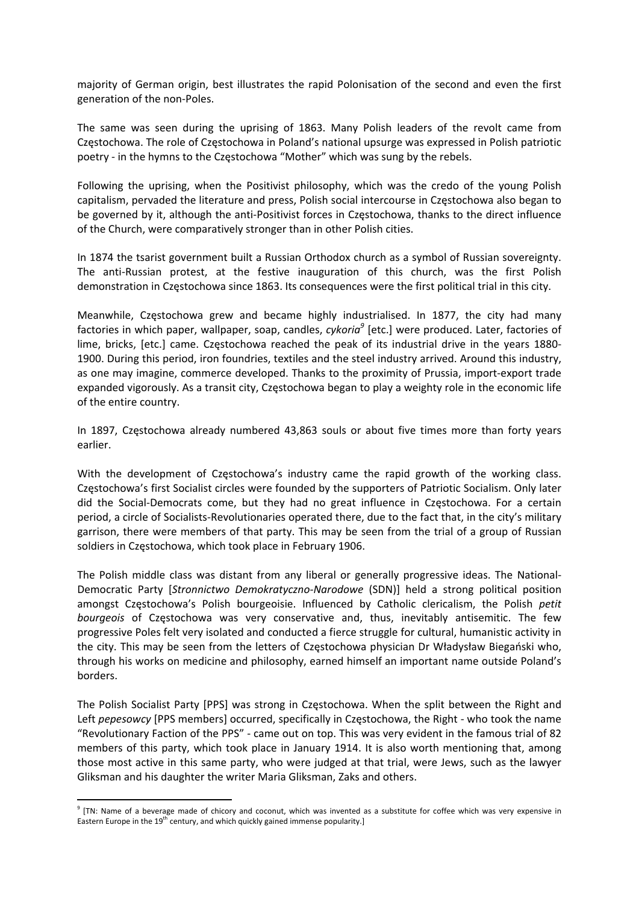majority of German origin, best illustrates the rapid Polonisation of the second and even the first generation of the non-Poles.

The same was seen during the uprising of 1863. Many Polish leaders of the revolt came from Częstochowa. The role of Częstochowa in Poland's national upsurge was expressed in Polish patriotic poetry - in the hymns to the Częstochowa "Mother" which was sung by the rebels.

Following the uprising, when the Positivist philosophy, which was the credo of the young Polish capitalism, pervaded the literature and press, Polish social intercourse in Częstochowa also began to be governed by it, although the anti-Positivist forces in Częstochowa, thanks to the direct influence of the Church, were comparatively stronger than in other Polish cities.

In 1874 the tsarist government built a Russian Orthodox church as a symbol of Russian sovereignty. The anti-Russian protest, at the festive inauguration of this church, was the first Polish demonstration in Częstochowa since 1863. Its consequences were the first political trial in this city.

Meanwhile, Częstochowa grew and became highly industrialised. In 1877, the city had many factories in which paper, wallpaper, soap, candles, *cykoria*[9] [etc.] were produced. Later, factories of lime, bricks, [etc.] came. Częstochowa reached the peak of its industrial drive in the years 1880-1900. During this period, iron foundries, textiles and the steel industry arrived. Around this industry, as one may imagine, commerce developed. Thanks to the proximity of Prussia, import-export trade expanded vigorously. As a transit city, Częstochowa began to play a weighty role in the economic life of the entire country.

In 1897, Częstochowa already numbered 43,863 souls or about five times more than forty years earlier.

With the development of Częstochowa's industry came the rapid growth of the working class. Częstochowa's first Socialist circles were founded by the supporters of Patriotic Socialism. Only later did the Social-Democrats come, but they had no great influence in Częstochowa. For a certain period, a circle of Socialists-Revolutionaries operated there, due to the fact that, in the city's military garrison, there were members of that party. This may be seen from the trial of a group of Russian soldiers in Częstochowa, which took place in February 1906.

The Polish middle class was distant from any liberal or generally progressive ideas. The National-Democratic Party [*Stronnictwo Demokratyczno-Narodowe* (SDN)] held a strong political position amongst Częstochowa's Polish bourgeoisie. Influenced by Catholic clericalism, the Polish *petit bourgeois* of Częstochowa was very conservative and, thus, inevitably antisemitic. The few progressive Poles felt very isolated and conducted a fierce struggle for cultural, humanistic activity in the city. This may be seen from the letters of Częstochowa physician Dr Władysław Biegański who, through his works on medicine and philosophy, earned himself an important name outside Poland's borders.

The Polish Socialist Party [PPS] was strong in Częstochowa. When the split between the Right and Left *pepesowcy* [PPS members] occurred, specifically in Częstochowa, the Right - who took the name "Revolutionary Faction of the PPS" - came out on top. This was very evident in the famous trial of 82 members of this party, which took place in January 1914. It is also worth mentioning that, among those most active in this same party, who were judged at that trial, were Jews, such as the lawyer Gliksman and his daughter the writer Maria Gliksman, Zaks and others.

---

[9] [TN: Name of a beverage made of chicory and coconut, which was invented as a substitute for coffee which was very expensive in Eastern Europe in the 19th century, and which quickly gained immense popularity.]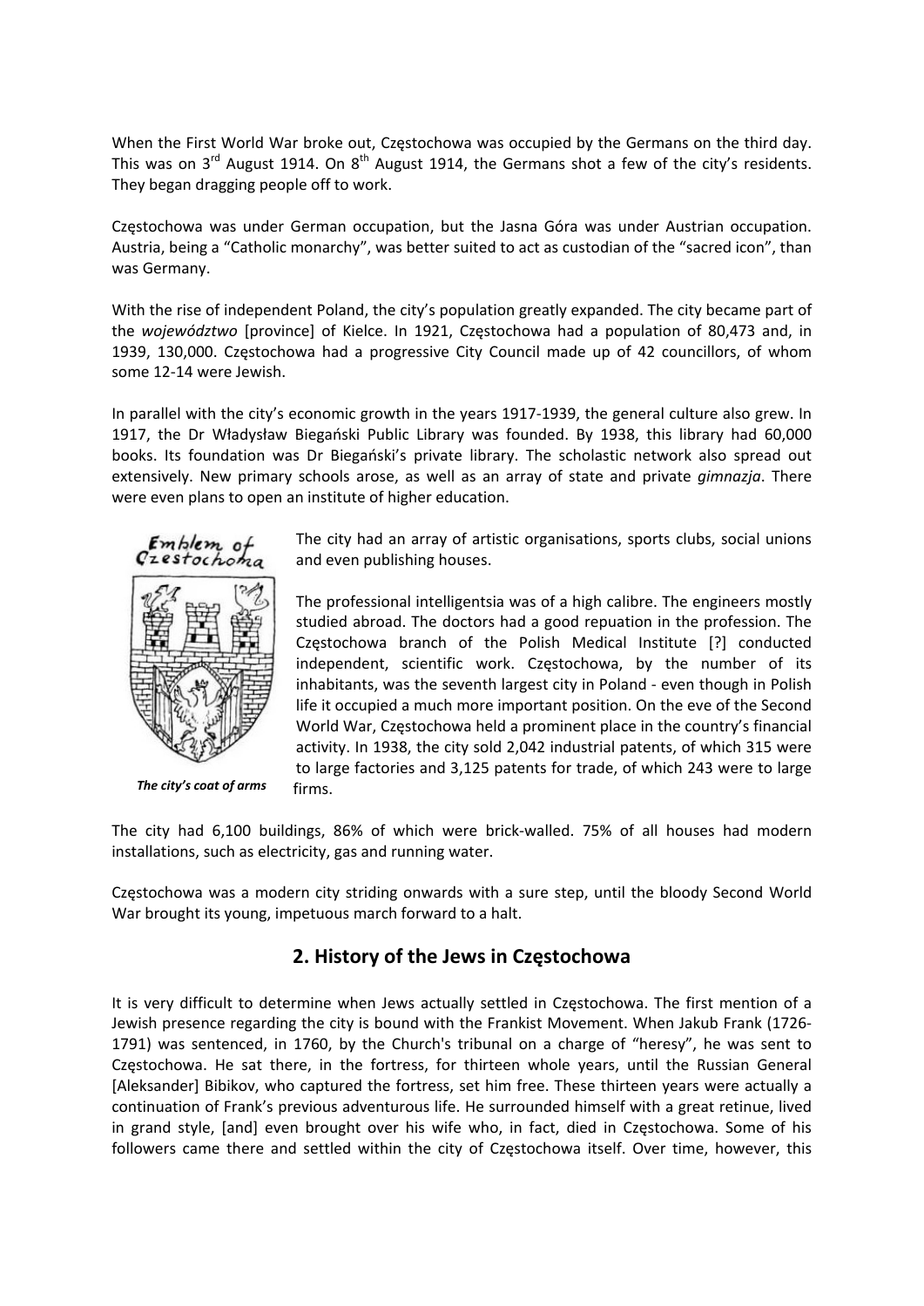When the First World War broke out, Częstochowa was occupied by the Germans on the third day. This was on 3rd August 1914. On 8th August 1914, the Germans shot a few of the city's residents. They began dragging people off to work.

Częstochowa was under German occupation, but the Jasna Góra was under Austrian occupation. Austria, being a "Catholic monarchy", was better suited to act as custodian of the "sacred icon", than was Germany.

With the rise of independent Poland, the city's population greatly expanded. The city became part of the *województwo* [province] of Kielce. In 1921, Częstochowa had a population of 80,473 and, in 1939, 130,000. Częstochowa had a progressive City Council made up of 42 councillors, of whom some 12-14 were Jewish.

In parallel with the city's economic growth in the years 1917-1939, the general culture also grew. In 1917, the Dr Władysław Biegański Public Library was founded. By 1938, this library had 60,000 books. Its foundation was Dr Biegański's private library. The scholastic network also spread out extensively. New primary schools arose, as well as an array of state and private *gimnazja*. There were even plans to open an institute of higher education.

Emblem of Czestochowa

*The city's coat of arms*

The city had an array of artistic organisations, sports clubs, social unions and even publishing houses.

The professional intelligentsia was of a high calibre. The engineers mostly studied abroad. The doctors had a good repuation in the profession. The Częstochowa branch of the Polish Medical Institute [?] conducted independent, scientific work. Częstochowa, by the number of its inhabitants, was the seventh largest city in Poland - even though in Polish life it occupied a much more important position. On the eve of the Second World War, Częstochowa held a prominent place in the country's financial activity. In 1938, the city sold 2,042 industrial patents, of which 315 were to large factories and 3,125 patents for trade, of which 243 were to large firms.

The city had 6,100 buildings, 86% of which were brick-walled. 75% of all houses had modern installations, such as electricity, gas and running water.

Częstochowa was a modern city striding onwards with a sure step, until the bloody Second World War brought its young, impetuous march forward to a halt.

## 2. History of the Jews in Częstochowa

It is very difficult to determine when Jews actually settled in Częstochowa. The first mention of a Jewish presence regarding the city is bound with the Frankist Movement. When Jakub Frank (1726-1791) was sentenced, in 1760, by the Church's tribunal on a charge of "heresy", he was sent to Częstochowa. He sat there, in the fortress, for thirteen whole years, until the Russian General [Aleksander] Bibikov, who captured the fortress, set him free. These thirteen years were actually a continuation of Frank's previous adventurous life. He surrounded himself with a great retinue, lived in grand style, [and] even brought over his wife who, in fact, died in Częstochowa. Some of his followers came there and settled within the city of Częstochowa itself. Over time, however, this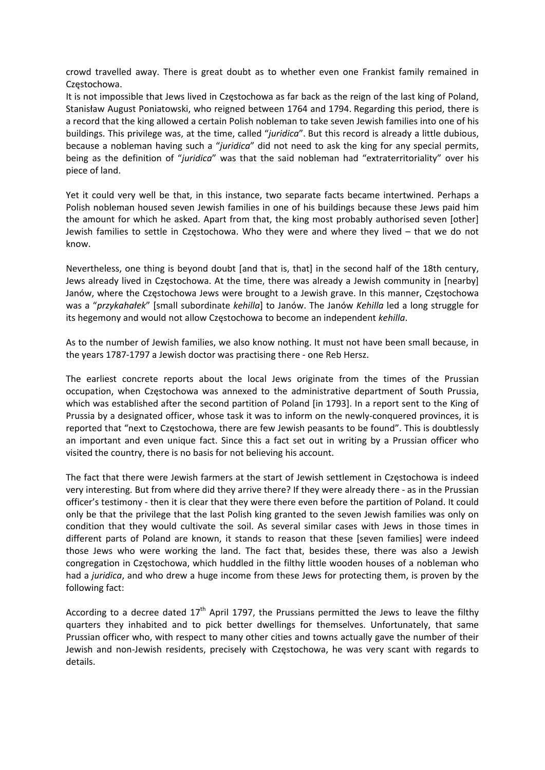crowd travelled away. There is great doubt as to whether even one Frankist family remained in Częstochowa.
It is not impossible that Jews lived in Częstochowa as far back as the reign of the last king of Poland, Stanisław August Poniatowski, who reigned between 1764 and 1794. Regarding this period, there is a record that the king allowed a certain Polish nobleman to take seven Jewish families into one of his buildings. This privilege was, at the time, called "*juridica*". But this record is already a little dubious, because a nobleman having such a "*juridica*" did not need to ask the king for any special permits, being as the definition of "*juridica*" was that the said nobleman had "extraterritoriality" over his piece of land.

Yet it could very well be that, in this instance, two separate facts became intertwined. Perhaps a Polish nobleman housed seven Jewish families in one of his buildings because these Jews paid him the amount for which he asked. Apart from that, the king most probably authorised seven [other] Jewish families to settle in Częstochowa. Who they were and where they lived – that we do not know.

Nevertheless, one thing is beyond doubt [and that is, that] in the second half of the 18th century, Jews already lived in Częstochowa. At the time, there was already a Jewish community in [nearby] Janów, where the Częstochowa Jews were brought to a Jewish grave. In this manner, Częstochowa was a "*przykahałek*" [small subordinate *kehilla*] to Janów. The Janów *Kehilla* led a long struggle for its hegemony and would not allow Częstochowa to become an independent *kehilla*.

As to the number of Jewish families, we also know nothing. It must not have been small because, in the years 1787-1797 a Jewish doctor was practising there - one Reb Hersz.

The earliest concrete reports about the local Jews originate from the times of the Prussian occupation, when Częstochowa was annexed to the administrative department of South Prussia, which was established after the second partition of Poland [in 1793]. In a report sent to the King of Prussia by a designated officer, whose task it was to inform on the newly-conquered provinces, it is reported that "next to Częstochowa, there are few Jewish peasants to be found". This is doubtlessly an important and even unique fact. Since this a fact set out in writing by a Prussian officer who visited the country, there is no basis for not believing his account.

The fact that there were Jewish farmers at the start of Jewish settlement in Częstochowa is indeed very interesting. But from where did they arrive there? If they were already there - as in the Prussian officer's testimony - then it is clear that they were there even before the partition of Poland. It could only be that the privilege that the last Polish king granted to the seven Jewish families was only on condition that they would cultivate the soil. As several similar cases with Jews in those times in different parts of Poland are known, it stands to reason that these [seven families] were indeed those Jews who were working the land. The fact that, besides these, there was also a Jewish congregation in Częstochowa, which huddled in the filthy little wooden houses of a nobleman who had a *juridica*, and who drew a huge income from these Jews for protecting them, is proven by the following fact:

According to a decree dated 17th April 1797, the Prussians permitted the Jews to leave the filthy quarters they inhabited and to pick better dwellings for themselves. Unfortunately, that same Prussian officer who, with respect to many other cities and towns actually gave the number of their Jewish and non-Jewish residents, precisely with Częstochowa, he was very scant with regards to details.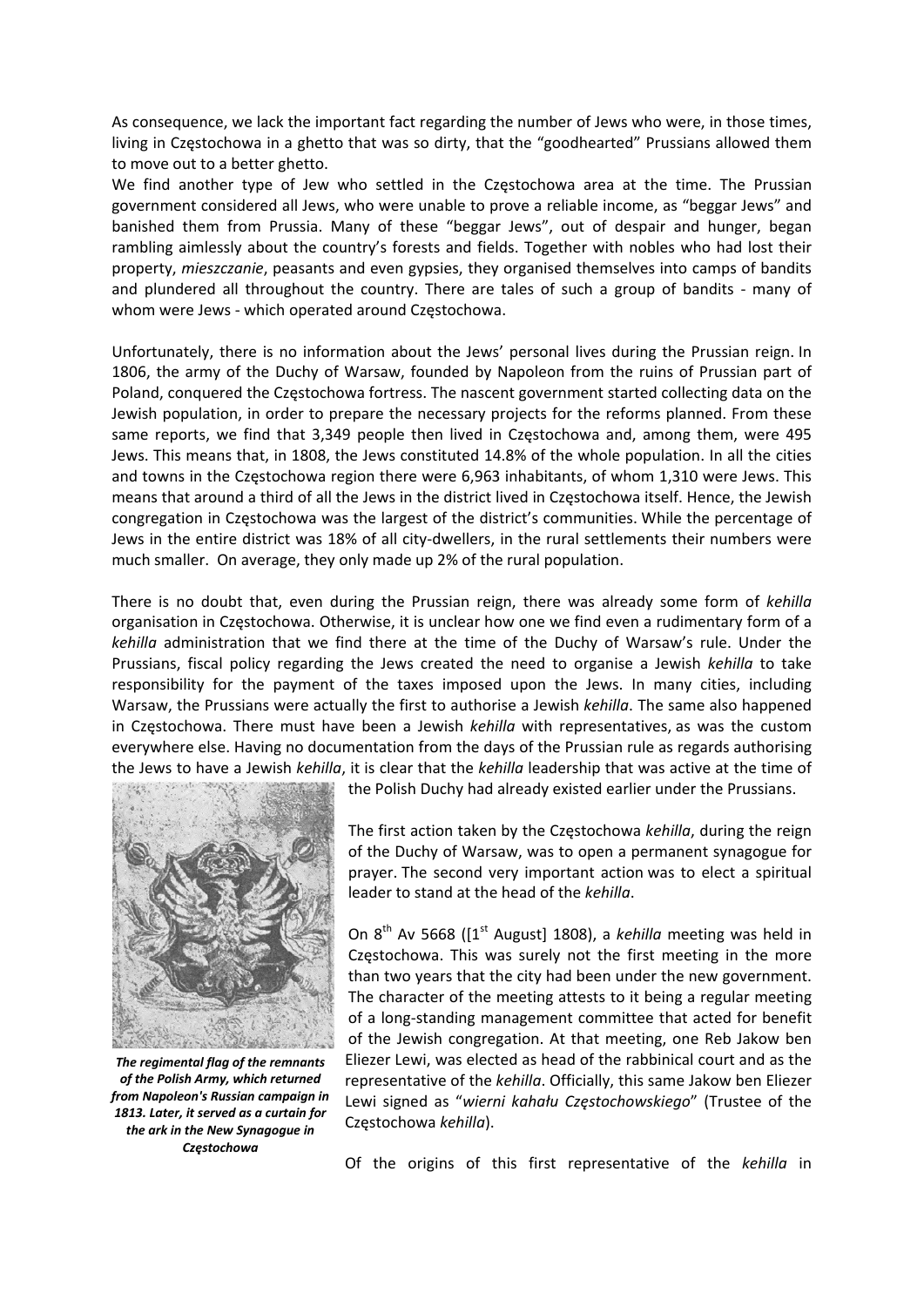As consequence, we lack the important fact regarding the number of Jews who were, in those times, living in Częstochowa in a ghetto that was so dirty, that the "goodhearted" Prussians allowed them to move out to a better ghetto.

We find another type of Jew who settled in the Częstochowa area at the time. The Prussian government considered all Jews, who were unable to prove a reliable income, as "beggar Jews" and banished them from Prussia. Many of these "beggar Jews", out of despair and hunger, began rambling aimlessly about the country's forests and fields. Together with nobles who had lost their property, *mieszczanie*, peasants and even gypsies, they organised themselves into camps of bandits and plundered all throughout the country. There are tales of such a group of bandits - many of whom were Jews - which operated around Częstochowa.

Unfortunately, there is no information about the Jews' personal lives during the Prussian reign. In 1806, the army of the Duchy of Warsaw, founded by Napoleon from the ruins of Prussian part of Poland, conquered the Częstochowa fortress. The nascent government started collecting data on the Jewish population, in order to prepare the necessary projects for the reforms planned. From these same reports, we find that 3,349 people then lived in Częstochowa and, among them, were 495 Jews. This means that, in 1808, the Jews constituted 14.8% of the whole population. In all the cities and towns in the Częstochowa region there were 6,963 inhabitants, of whom 1,310 were Jews. This means that around a third of all the Jews in the district lived in Częstochowa itself. Hence, the Jewish congregation in Częstochowa was the largest of the district's communities. While the percentage of Jews in the entire district was 18% of all city-dwellers, in the rural settlements their numbers were much smaller. On average, they only made up 2% of the rural population.

There is no doubt that, even during the Prussian reign, there was already some form of *kehilla* organisation in Częstochowa. Otherwise, it is unclear how one we find even a rudimentary form of a *kehilla* administration that we find there at the time of the Duchy of Warsaw's rule. Under the Prussians, fiscal policy regarding the Jews created the need to organise a Jewish *kehilla* to take responsibility for the payment of the taxes imposed upon the Jews. In many cities, including Warsaw, the Prussians were actually the first to authorise a Jewish *kehilla*. The same also happened in Częstochowa. There must have been a Jewish *kehilla* with representatives, as was the custom everywhere else. Having no documentation from the days of the Prussian rule as regards authorising the Jews to have a Jewish *kehilla*, it is clear that the *kehilla* leadership that was active at the time of the Polish Duchy had already existed earlier under the Prussians.

***The regimental flag of the remnants of the Polish Army, which returned from Napoleon's Russian campaign in 1813. Later, it served as a curtain for the ark in the New Synagogue in Częstochowa***

The first action taken by the Częstochowa *kehilla*, during the reign of the Duchy of Warsaw, was to open a permanent synagogue for prayer. The second very important action was to elect a spiritual leader to stand at the head of the *kehilla*.

On 8th Av 5668 ([1st August] 1808), a *kehilla* meeting was held in Częstochowa. This was surely not the first meeting in the more than two years that the city had been under the new government. The character of the meeting attests to it being a regular meeting of a long-standing management committee that acted for benefit of the Jewish congregation. At that meeting, one Reb Jakow ben Eliezer Lewi, was elected as head of the rabbinical court and as the representative of the *kehilla*. Officially, this same Jakow ben Eliezer Lewi signed as "*wierni kahału Częstochowskiego*" (Trustee of the Częstochowa *kehilla*).

Of the origins of this first representative of the *kehilla* in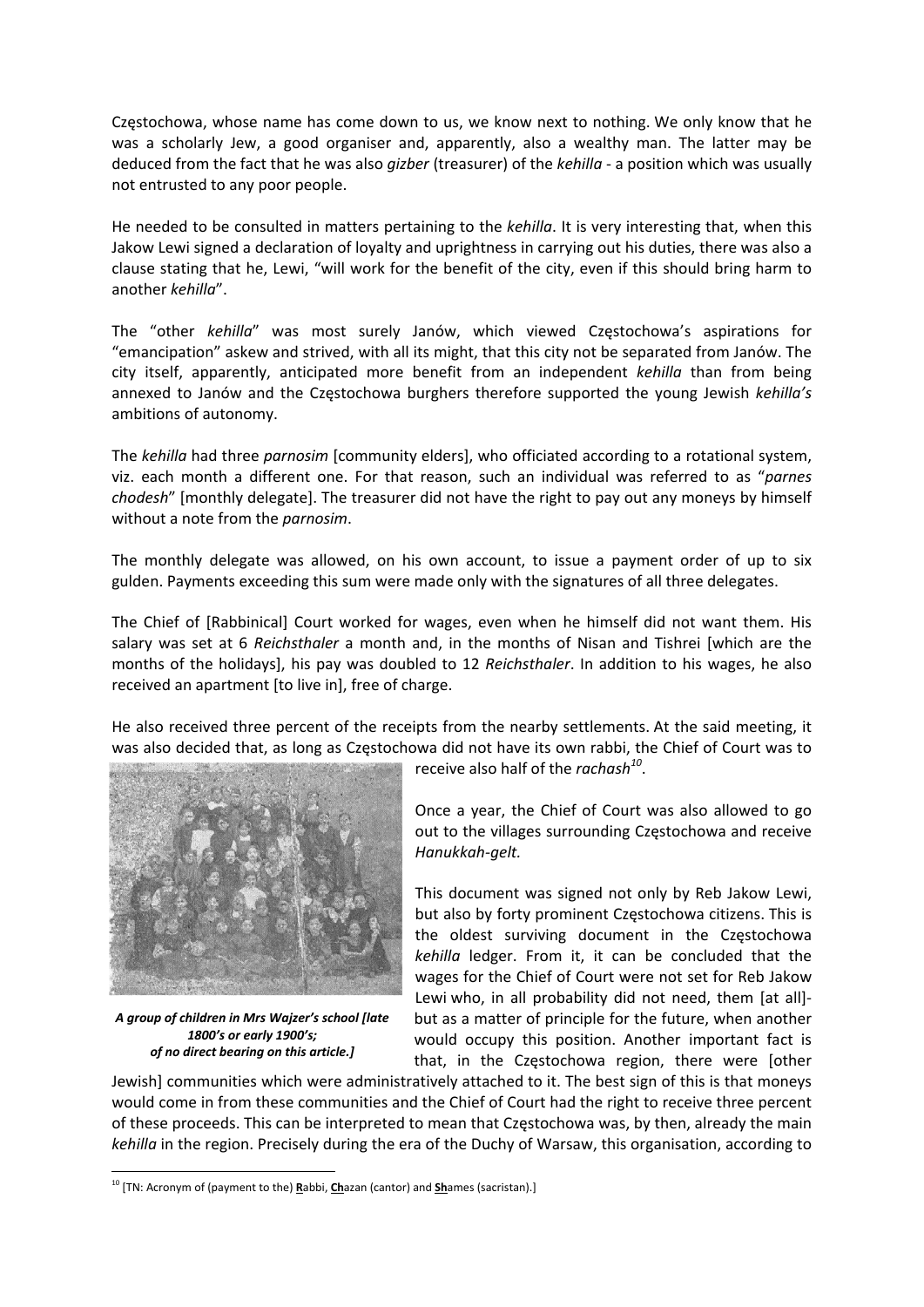Częstochowa, whose name has come down to us, we know next to nothing. We only know that he was a scholarly Jew, a good organiser and, apparently, also a wealthy man. The latter may be deduced from the fact that he was also *gizber* (treasurer) of the *kehilla* - a position which was usually not entrusted to any poor people.

He needed to be consulted in matters pertaining to the *kehilla*. It is very interesting that, when this Jakow Lewi signed a declaration of loyalty and uprightness in carrying out his duties, there was also a clause stating that he, Lewi, "will work for the benefit of the city, even if this should bring harm to another *kehilla*".

The "other *kehilla*" was most surely Janów, which viewed Częstochowa's aspirations for "emancipation" askew and strived, with all its might, that this city not be separated from Janów. The city itself, apparently, anticipated more benefit from an independent *kehilla* than from being annexed to Janów and the Częstochowa burghers therefore supported the young Jewish *kehilla's* ambitions of autonomy.

The *kehilla* had three *parnosim* [community elders], who officiated according to a rotational system, viz. each month a different one. For that reason, such an individual was referred to as "*parnes chodesh*" [monthly delegate]. The treasurer did not have the right to pay out any moneys by himself without a note from the *parnosim*.

The monthly delegate was allowed, on his own account, to issue a payment order of up to six gulden. Payments exceeding this sum were made only with the signatures of all three delegates.

The Chief of [Rabbinical] Court worked for wages, even when he himself did not want them. His salary was set at 6 *Reichsthaler* a month and, in the months of Nisan and Tishrei [which are the months of the holidays], his pay was doubled to 12 *Reichsthaler*. In addition to his wages, he also received an apartment [to live in], free of charge.

He also received three percent of the receipts from the nearby settlements. At the said meeting, it was also decided that, as long as Częstochowa did not have its own rabbi, the Chief of Court was to receive also half of the *rachash*[10].

***A group of children in Mrs Wajzer's school [late 1800's or early 1900's; of no direct bearing on this article.]***

Once a year, the Chief of Court was also allowed to go out to the villages surrounding Częstochowa and receive *Hanukkah-gelt.*

This document was signed not only by Reb Jakow Lewi, but also by forty prominent Częstochowa citizens. This is the oldest surviving document in the Częstochowa *kehilla* ledger. From it, it can be concluded that the wages for the Chief of Court were not set for Reb Jakow Lewi who, in all probability did not need, them [at all]- but as a matter of principle for the future, when another would occupy this position. Another important fact is that, in the Częstochowa region, there were [other Jewish] communities which were administratively attached to it. The best sign of this is that moneys would come in from these communities and the Chief of Court had the right to receive three percent of these proceeds. This can be interpreted to mean that Częstochowa was, by then, already the main *kehilla* in the region. Precisely during the era of the Duchy of Warsaw, this organisation, according to

---

[10] [TN: Acronym of (payment to the) **R**abbi, **Ch**azan (cantor) and **Sh**ames (sacristan).]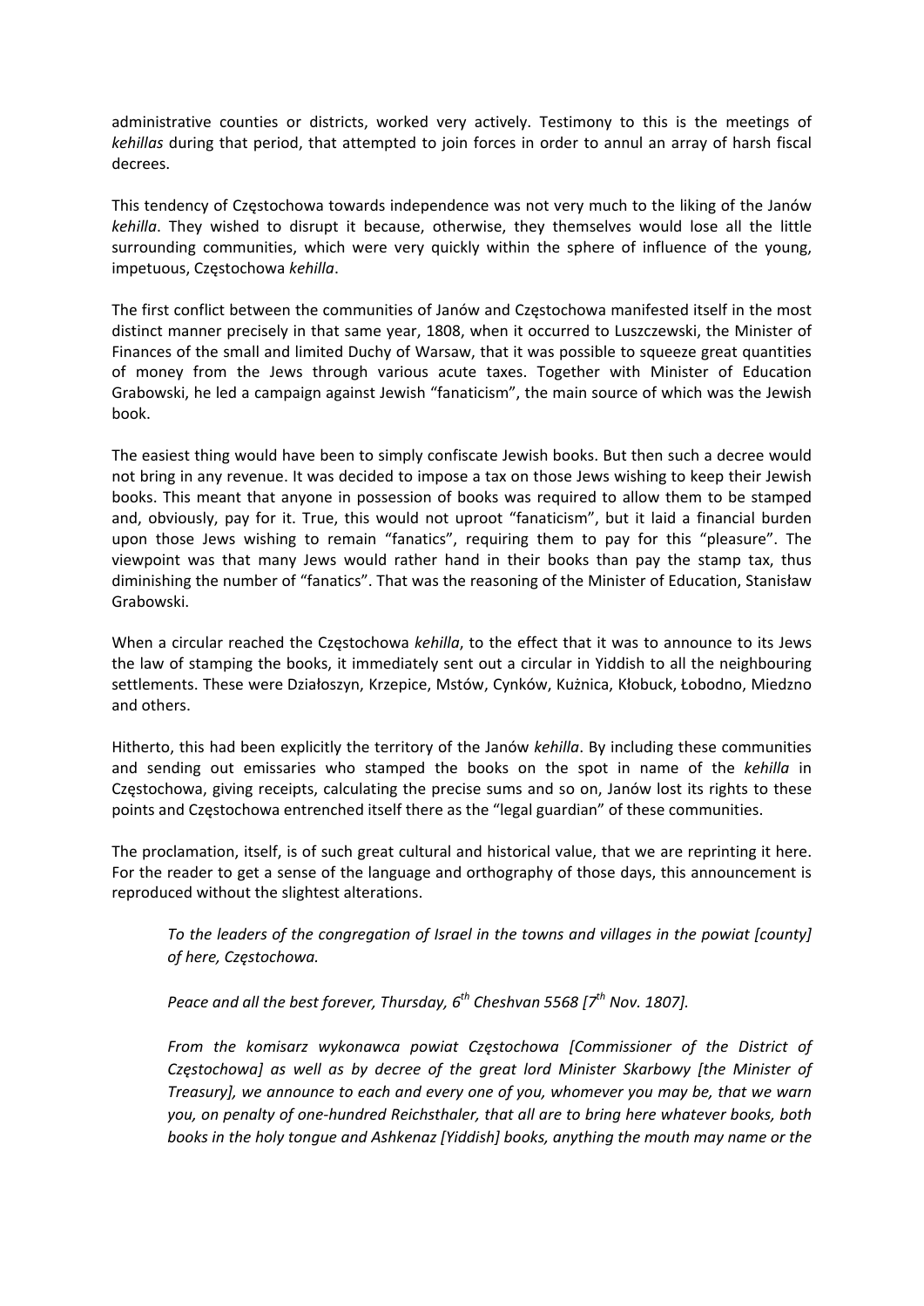administrative counties or districts, worked very actively. Testimony to this is the meetings of *kehillas* during that period, that attempted to join forces in order to annul an array of harsh fiscal decrees.

This tendency of Częstochowa towards independence was not very much to the liking of the Janów *kehilla*. They wished to disrupt it because, otherwise, they themselves would lose all the little surrounding communities, which were very quickly within the sphere of influence of the young, impetuous, Częstochowa *kehilla*.

The first conflict between the communities of Janów and Częstochowa manifested itself in the most distinct manner precisely in that same year, 1808, when it occurred to Luszczewski, the Minister of Finances of the small and limited Duchy of Warsaw, that it was possible to squeeze great quantities of money from the Jews through various acute taxes. Together with Minister of Education Grabowski, he led a campaign against Jewish "fanaticism", the main source of which was the Jewish book.

The easiest thing would have been to simply confiscate Jewish books. But then such a decree would not bring in any revenue. It was decided to impose a tax on those Jews wishing to keep their Jewish books. This meant that anyone in possession of books was required to allow them to be stamped and, obviously, pay for it. True, this would not uproot "fanaticism", but it laid a financial burden upon those Jews wishing to remain "fanatics", requiring them to pay for this "pleasure". The viewpoint was that many Jews would rather hand in their books than pay the stamp tax, thus diminishing the number of "fanatics". That was the reasoning of the Minister of Education, Stanisław Grabowski.

When a circular reached the Częstochowa *kehilla*, to the effect that it was to announce to its Jews the law of stamping the books, it immediately sent out a circular in Yiddish to all the neighbouring settlements. These were Działoszyn, Krzepice, Mstów, Cynków, Kużnica, Kłobuck, Łobodno, Miedzno and others.

Hitherto, this had been explicitly the territory of the Janów *kehilla*. By including these communities and sending out emissaries who stamped the books on the spot in name of the *kehilla* in Częstochowa, giving receipts, calculating the precise sums and so on, Janów lost its rights to these points and Częstochowa entrenched itself there as the "legal guardian" of these communities.

The proclamation, itself, is of such great cultural and historical value, that we are reprinting it here. For the reader to get a sense of the language and orthography of those days, this announcement is reproduced without the slightest alterations.

> *To the leaders of the congregation of Israel in the towns and villages in the powiat [county] of here, Częstochowa.*
>
> *Peace and all the best forever, Thursday, 6th Cheshvan 5568 [7th Nov. 1807].*
>
> *From the komisarz wykonawca powiat Częstochowa [Commissioner of the District of Częstochowa] as well as by decree of the great lord Minister Skarbowy [the Minister of Treasury], we announce to each and every one of you, whomever you may be, that we warn you, on penalty of one-hundred Reichsthaler, that all are to bring here whatever books, both books in the holy tongue and Ashkenaz [Yiddish] books, anything the mouth may name or the*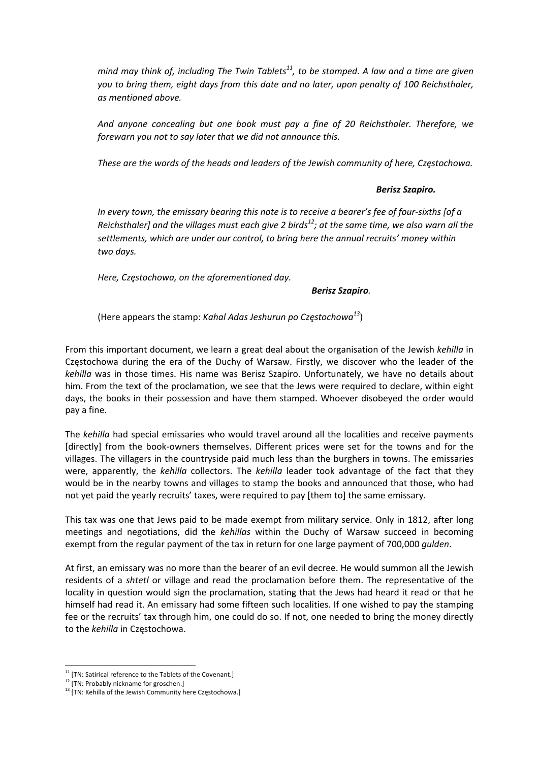*mind may think of, including The Twin Tablets[11], to be stamped. A law and a time are given you to bring them, eight days from this date and no later, upon penalty of 100 Reichsthaler, as mentioned above.*

*And anyone concealing but one book must pay a fine of 20 Reichsthaler. Therefore, we forewarn you not to say later that we did not announce this.*

*These are the words of the heads and leaders of the Jewish community of here, Częstochowa.*

***Berisz Szapiro.***

*In every town, the emissary bearing this note is to receive a bearer's fee of four-sixths [of a Reichsthaler] and the villages must each give 2 birds[12]; at the same time, we also warn all the settlements, which are under our control, to bring here the annual recruits' money within two days.*

*Here, Częstochowa, on the aforementioned day.*

***Berisz Szapiro.***

(Here appears the stamp: *Kahal Adas Jeshurun po Częstochowa[13]*)

From this important document, we learn a great deal about the organisation of the Jewish *kehilla* in Częstochowa during the era of the Duchy of Warsaw. Firstly, we discover who the leader of the *kehilla* was in those times. His name was Berisz Szapiro. Unfortunately, we have no details about him. From the text of the proclamation, we see that the Jews were required to declare, within eight days, the books in their possession and have them stamped. Whoever disobeyed the order would pay a fine.

The *kehilla* had special emissaries who would travel around all the localities and receive payments [directly] from the book-owners themselves. Different prices were set for the towns and for the villages. The villagers in the countryside paid much less than the burghers in towns. The emissaries were, apparently, the *kehilla* collectors. The *kehilla* leader took advantage of the fact that they would be in the nearby towns and villages to stamp the books and announced that those, who had not yet paid the yearly recruits' taxes, were required to pay [them to] the same emissary.

This tax was one that Jews paid to be made exempt from military service. Only in 1812, after long meetings and negotiations, did the *kehillas* within the Duchy of Warsaw succeed in becoming exempt from the regular payment of the tax in return for one large payment of 700,000 *gulden*.

At first, an emissary was no more than the bearer of an evil decree. He would summon all the Jewish residents of a *shtetl* or village and read the proclamation before them. The representative of the locality in question would sign the proclamation, stating that the Jews had heard it read or that he himself had read it. An emissary had some fifteen such localities. If one wished to pay the stamping fee or the recruits' tax through him, one could do so. If not, one needed to bring the money directly to the *kehilla* in Częstochowa.

---

[11] [TN: Satirical reference to the Tablets of the Covenant.]

[12] [TN: Probably nickname for groschen.]

[13] [TN: Kehilla of the Jewish Community here Częstochowa.]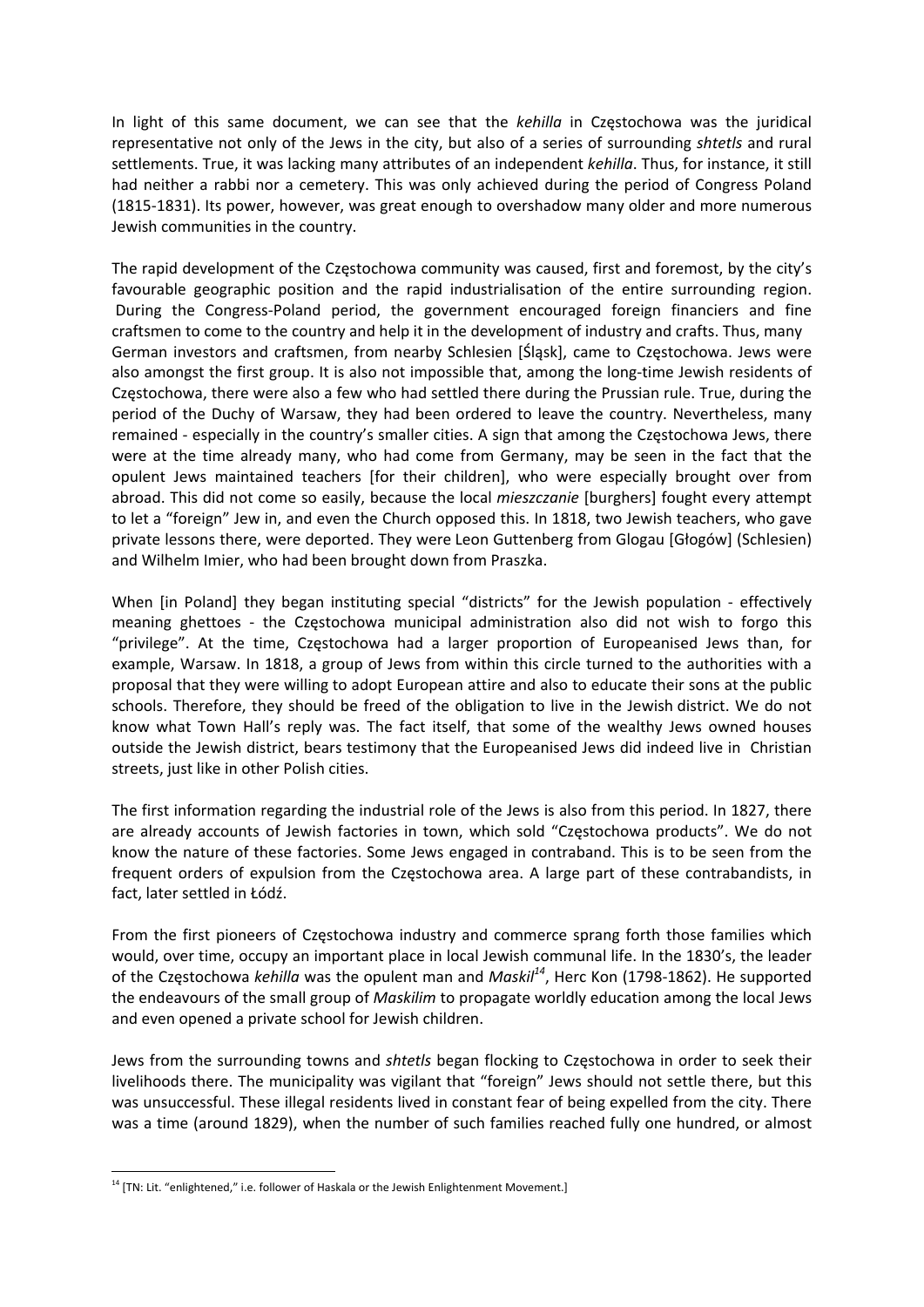In light of this same document, we can see that the *kehilla* in Częstochowa was the juridical representative not only of the Jews in the city, but also of a series of surrounding *shtetls* and rural settlements. True, it was lacking many attributes of an independent *kehilla*. Thus, for instance, it still had neither a rabbi nor a cemetery. This was only achieved during the period of Congress Poland (1815-1831). Its power, however, was great enough to overshadow many older and more numerous Jewish communities in the country.

The rapid development of the Częstochowa community was caused, first and foremost, by the city's favourable geographic position and the rapid industrialisation of the entire surrounding region. During the Congress-Poland period, the government encouraged foreign financiers and fine craftsmen to come to the country and help it in the development of industry and crafts. Thus, many German investors and craftsmen, from nearby Schlesien [Śląsk], came to Częstochowa. Jews were also amongst the first group. It is also not impossible that, among the long-time Jewish residents of Częstochowa, there were also a few who had settled there during the Prussian rule. True, during the period of the Duchy of Warsaw, they had been ordered to leave the country. Nevertheless, many remained - especially in the country's smaller cities. A sign that among the Częstochowa Jews, there were at the time already many, who had come from Germany, may be seen in the fact that the opulent Jews maintained teachers [for their children], who were especially brought over from abroad. This did not come so easily, because the local *mieszczanie* [burghers] fought every attempt to let a "foreign" Jew in, and even the Church opposed this. In 1818, two Jewish teachers, who gave private lessons there, were deported. They were Leon Guttenberg from Glogau [Głogów] (Schlesien) and Wilhelm Imier, who had been brought down from Praszka.

When [in Poland] they began instituting special "districts" for the Jewish population - effectively meaning ghettoes - the Częstochowa municipal administration also did not wish to forgo this "privilege". At the time, Częstochowa had a larger proportion of Europeanised Jews than, for example, Warsaw. In 1818, a group of Jews from within this circle turned to the authorities with a proposal that they were willing to adopt European attire and also to educate their sons at the public schools. Therefore, they should be freed of the obligation to live in the Jewish district. We do not know what Town Hall's reply was. The fact itself, that some of the wealthy Jews owned houses outside the Jewish district, bears testimony that the Europeanised Jews did indeed live in Christian streets, just like in other Polish cities.

The first information regarding the industrial role of the Jews is also from this period. In 1827, there are already accounts of Jewish factories in town, which sold "Częstochowa products". We do not know the nature of these factories. Some Jews engaged in contraband. This is to be seen from the frequent orders of expulsion from the Częstochowa area. A large part of these contrabandists, in fact, later settled in Łódź.

From the first pioneers of Częstochowa industry and commerce sprang forth those families which would, over time, occupy an important place in local Jewish communal life. In the 1830's, the leader of the Częstochowa *kehilla* was the opulent man and *Maskil*[14], Herc Kon (1798-1862). He supported the endeavours of the small group of *Maskilim* to propagate worldly education among the local Jews and even opened a private school for Jewish children.

Jews from the surrounding towns and *shtetls* began flocking to Częstochowa in order to seek their livelihoods there. The municipality was vigilant that "foreign" Jews should not settle there, but this was unsuccessful. These illegal residents lived in constant fear of being expelled from the city. There was a time (around 1829), when the number of such families reached fully one hundred, or almost

[14] [TN: Lit. "enlightened," i.e. follower of Haskala or the Jewish Enlightenment Movement.]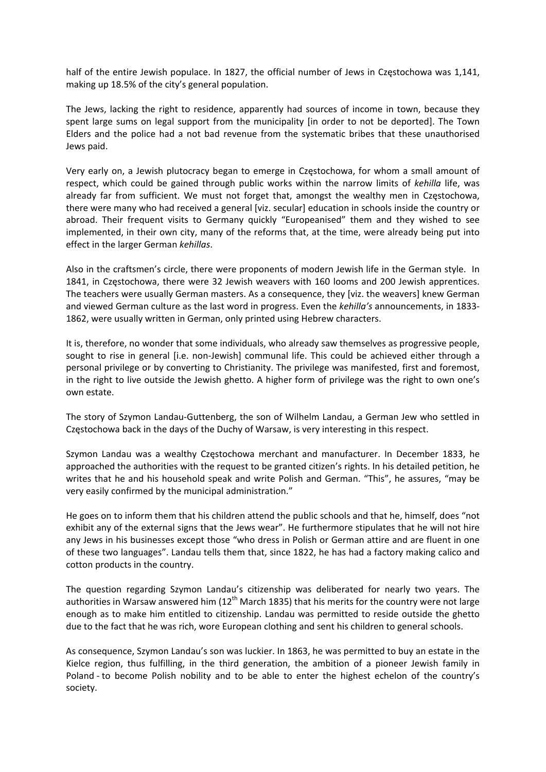half of the entire Jewish populace. In 1827, the official number of Jews in Częstochowa was 1,141, making up 18.5% of the city's general population.

The Jews, lacking the right to residence, apparently had sources of income in town, because they spent large sums on legal support from the municipality [in order to not be deported]. The Town Elders and the police had a not bad revenue from the systematic bribes that these unauthorised Jews paid.

Very early on, a Jewish plutocracy began to emerge in Częstochowa, for whom a small amount of respect, which could be gained through public works within the narrow limits of *kehilla* life, was already far from sufficient. We must not forget that, amongst the wealthy men in Częstochowa, there were many who had received a general [viz. secular] education in schools inside the country or abroad. Their frequent visits to Germany quickly "Europeanised" them and they wished to see implemented, in their own city, many of the reforms that, at the time, were already being put into effect in the larger German *kehillas*.

Also in the craftsmen's circle, there were proponents of modern Jewish life in the German style. In 1841, in Częstochowa, there were 32 Jewish weavers with 160 looms and 200 Jewish apprentices. The teachers were usually German masters. As a consequence, they [viz. the weavers] knew German and viewed German culture as the last word in progress. Even the *kehilla's* announcements, in 1833-1862, were usually written in German, only printed using Hebrew characters.

It is, therefore, no wonder that some individuals, who already saw themselves as progressive people, sought to rise in general [i.e. non-Jewish] communal life. This could be achieved either through a personal privilege or by converting to Christianity. The privilege was manifested, first and foremost, in the right to live outside the Jewish ghetto. A higher form of privilege was the right to own one's own estate.

The story of Szymon Landau-Guttenberg, the son of Wilhelm Landau, a German Jew who settled in Częstochowa back in the days of the Duchy of Warsaw, is very interesting in this respect.

Szymon Landau was a wealthy Częstochowa merchant and manufacturer. In December 1833, he approached the authorities with the request to be granted citizen's rights. In his detailed petition, he writes that he and his household speak and write Polish and German. "This", he assures, "may be very easily confirmed by the municipal administration."

He goes on to inform them that his children attend the public schools and that he, himself, does "not exhibit any of the external signs that the Jews wear". He furthermore stipulates that he will not hire any Jews in his businesses except those "who dress in Polish or German attire and are fluent in one of these two languages". Landau tells them that, since 1822, he has had a factory making calico and cotton products in the country.

The question regarding Szymon Landau's citizenship was deliberated for nearly two years. The authorities in Warsaw answered him (12th March 1835) that his merits for the country were not large enough as to make him entitled to citizenship. Landau was permitted to reside outside the ghetto due to the fact that he was rich, wore European clothing and sent his children to general schools.

As consequence, Szymon Landau's son was luckier. In 1863, he was permitted to buy an estate in the Kielce region, thus fulfilling, in the third generation, the ambition of a pioneer Jewish family in Poland - to become Polish nobility and to be able to enter the highest echelon of the country's society.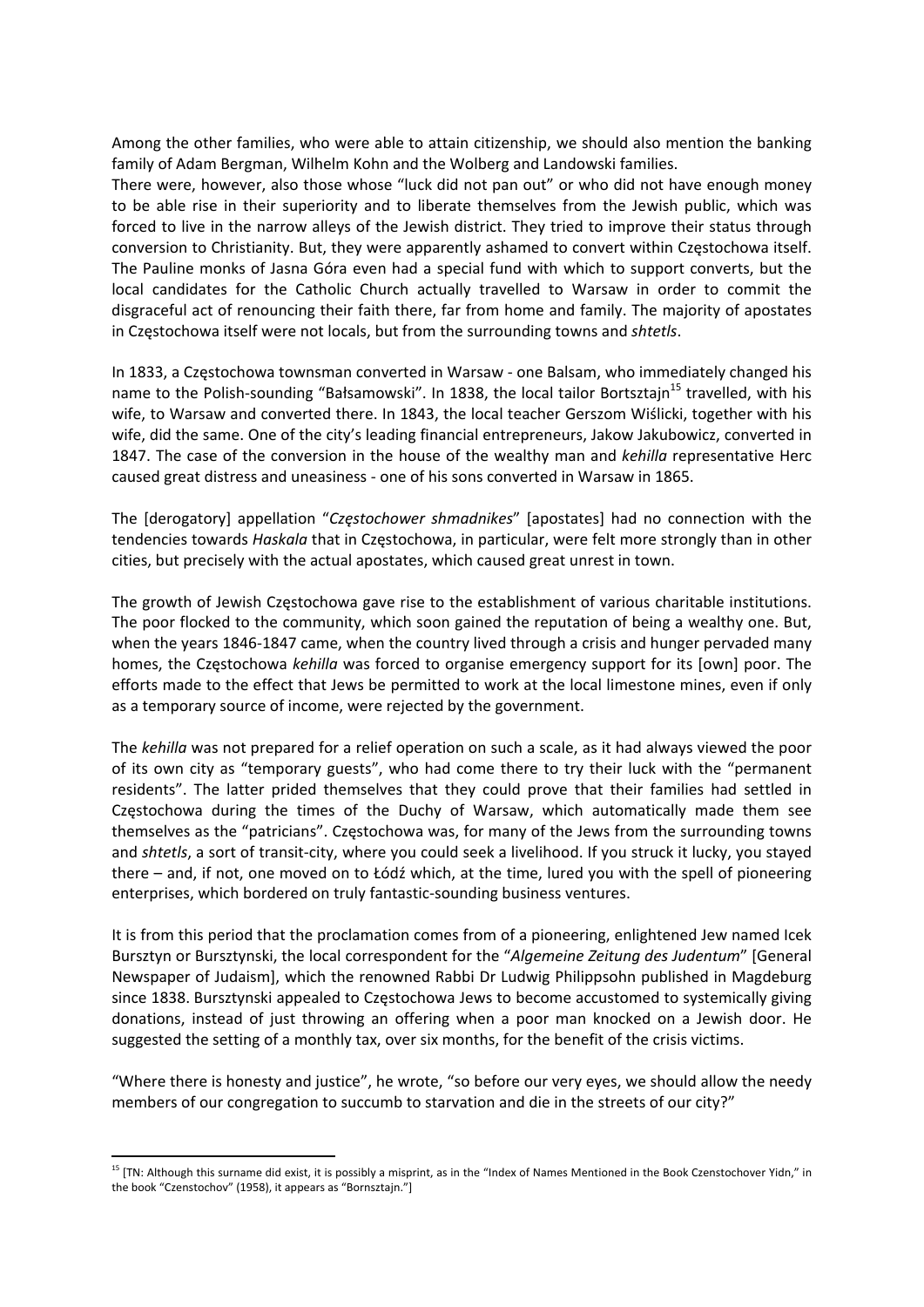Among the other families, who were able to attain citizenship, we should also mention the banking family of Adam Bergman, Wilhelm Kohn and the Wolberg and Landowski families.

There were, however, also those whose "luck did not pan out" or who did not have enough money to be able rise in their superiority and to liberate themselves from the Jewish public, which was forced to live in the narrow alleys of the Jewish district. They tried to improve their status through conversion to Christianity. But, they were apparently ashamed to convert within Częstochowa itself. The Pauline monks of Jasna Góra even had a special fund with which to support converts, but the local candidates for the Catholic Church actually travelled to Warsaw in order to commit the disgraceful act of renouncing their faith there, far from home and family. The majority of apostates in Częstochowa itself were not locals, but from the surrounding towns and *shtetls*.

In 1833, a Częstochowa townsman converted in Warsaw - one Balsam, who immediately changed his name to the Polish-sounding "Bałsamowski". In 1838, the local tailor Bortsztajn[15] travelled, with his wife, to Warsaw and converted there. In 1843, the local teacher Gerszom Wiślicki, together with his wife, did the same. One of the city's leading financial entrepreneurs, Jakow Jakubowicz, converted in 1847. The case of the conversion in the house of the wealthy man and *kehilla* representative Herc caused great distress and uneasiness - one of his sons converted in Warsaw in 1865.

The [derogatory] appellation "*Częstochower shmadnikes*" [apostates] had no connection with the tendencies towards *Haskala* that in Częstochowa, in particular, were felt more strongly than in other cities, but precisely with the actual apostates, which caused great unrest in town.

The growth of Jewish Częstochowa gave rise to the establishment of various charitable institutions. The poor flocked to the community, which soon gained the reputation of being a wealthy one. But, when the years 1846-1847 came, when the country lived through a crisis and hunger pervaded many homes, the Częstochowa *kehilla* was forced to organise emergency support for its [own] poor. The efforts made to the effect that Jews be permitted to work at the local limestone mines, even if only as a temporary source of income, were rejected by the government.

The *kehilla* was not prepared for a relief operation on such a scale, as it had always viewed the poor of its own city as "temporary guests", who had come there to try their luck with the "permanent residents". The latter prided themselves that they could prove that their families had settled in Częstochowa during the times of the Duchy of Warsaw, which automatically made them see themselves as the "patricians". Częstochowa was, for many of the Jews from the surrounding towns and *shtetls*, a sort of transit-city, where you could seek a livelihood. If you struck it lucky, you stayed there – and, if not, one moved on to Łódź which, at the time, lured you with the spell of pioneering enterprises, which bordered on truly fantastic-sounding business ventures.

It is from this period that the proclamation comes from of a pioneering, enlightened Jew named Icek Bursztyn or Bursztynski, the local correspondent for the "*Algemeine Zeitung des Judentum*" [General Newspaper of Judaism], which the renowned Rabbi Dr Ludwig Philippsohn published in Magdeburg since 1838. Bursztynski appealed to Częstochowa Jews to become accustomed to systemically giving donations, instead of just throwing an offering when a poor man knocked on a Jewish door. He suggested the setting of a monthly tax, over six months, for the benefit of the crisis victims.

"Where there is honesty and justice", he wrote, "so before our very eyes, we should allow the needy members of our congregation to succumb to starvation and die in the streets of our city?"

---

[15] [TN: Although this surname did exist, it is possibly a misprint, as in the "Index of Names Mentioned in the Book Czenstochover Yidn," in the book "Czenstochov" (1958), it appears as "Bornsztajn."]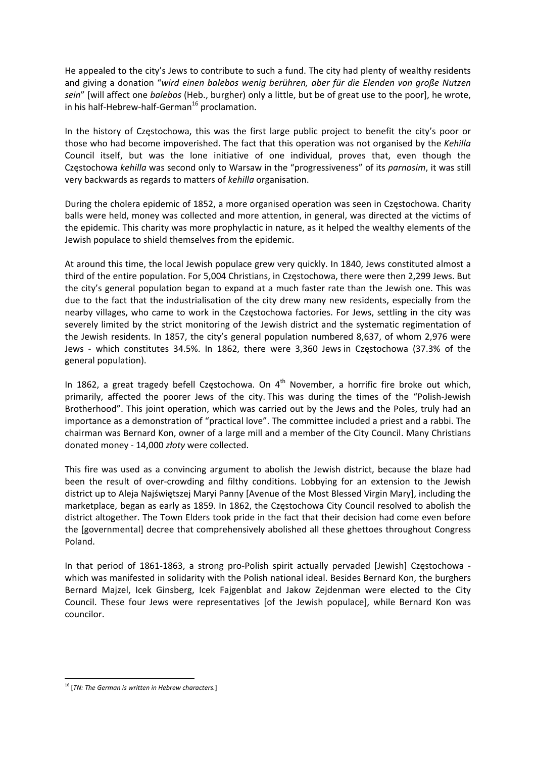He appealed to the city's Jews to contribute to such a fund. The city had plenty of wealthy residents and giving a donation "*wird einen balebos wenig berühren, aber für die Elenden von große Nutzen sein*" [will affect one *balebos* (Heb., burgher) only a little, but be of great use to the poor], he wrote, in his half-Hebrew-half-German[16] proclamation.

In the history of Częstochowa, this was the first large public project to benefit the city's poor or those who had become impoverished. The fact that this operation was not organised by the *Kehilla* Council itself, but was the lone initiative of one individual, proves that, even though the Częstochowa *kehilla* was second only to Warsaw in the "progressiveness" of its *parnosim*, it was still very backwards as regards to matters of *kehilla* organisation.

During the cholera epidemic of 1852, a more organised operation was seen in Częstochowa. Charity balls were held, money was collected and more attention, in general, was directed at the victims of the epidemic. This charity was more prophylactic in nature, as it helped the wealthy elements of the Jewish populace to shield themselves from the epidemic.

At around this time, the local Jewish populace grew very quickly. In 1840, Jews constituted almost a third of the entire population. For 5,004 Christians, in Częstochowa, there were then 2,299 Jews. But the city's general population began to expand at a much faster rate than the Jewish one. This was due to the fact that the industrialisation of the city drew many new residents, especially from the nearby villages, who came to work in the Częstochowa factories. For Jews, settling in the city was severely limited by the strict monitoring of the Jewish district and the systematic regimentation of the Jewish residents. In 1857, the city's general population numbered 8,637, of whom 2,976 were Jews - which constitutes 34.5%. In 1862, there were 3,360 Jews in Częstochowa (37.3% of the general population).

In 1862, a great tragedy befell Częstochowa. On 4th November, a horrific fire broke out which, primarily, affected the poorer Jews of the city. This was during the times of the "Polish-Jewish Brotherhood". This joint operation, which was carried out by the Jews and the Poles, truly had an importance as a demonstration of "practical love". The committee included a priest and a rabbi. The chairman was Bernard Kon, owner of a large mill and a member of the City Council. Many Christians donated money - 14,000 *złoty* were collected.

This fire was used as a convincing argument to abolish the Jewish district, because the blaze had been the result of over-crowding and filthy conditions. Lobbying for an extension to the Jewish district up to Aleja Najświętszej Maryi Panny [Avenue of the Most Blessed Virgin Mary], including the marketplace, began as early as 1859. In 1862, the Częstochowa City Council resolved to abolish the district altogether. The Town Elders took pride in the fact that their decision had come even before the [governmental] decree that comprehensively abolished all these ghettoes throughout Congress Poland.

In that period of 1861-1863, a strong pro-Polish spirit actually pervaded [Jewish] Częstochowa - which was manifested in solidarity with the Polish national ideal. Besides Bernard Kon, the burghers Bernard Majzel, Icek Ginsberg, Icek Fajgenblat and Jakow Zejdenman were elected to the City Council. These four Jews were representatives [of the Jewish populace], while Bernard Kon was councilor.

---

[16] [*TN: The German is written in Hebrew characters.*]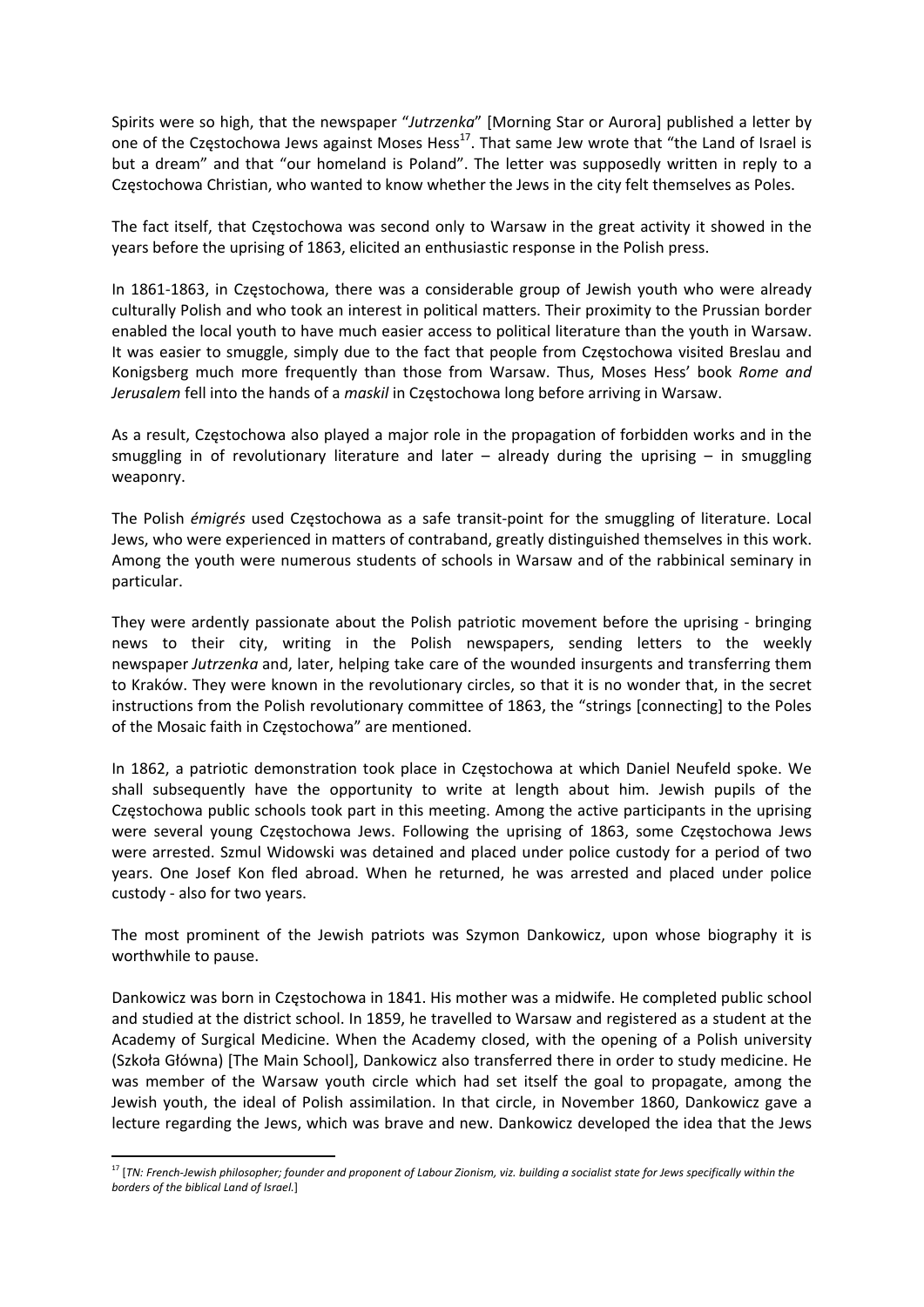Spirits were so high, that the newspaper "*Jutrzenka*" [Morning Star or Aurora] published a letter by one of the Częstochowa Jews against Moses Hess[17]. That same Jew wrote that "the Land of Israel is but a dream" and that "our homeland is Poland". The letter was supposedly written in reply to a Częstochowa Christian, who wanted to know whether the Jews in the city felt themselves as Poles.

The fact itself, that Częstochowa was second only to Warsaw in the great activity it showed in the years before the uprising of 1863, elicited an enthusiastic response in the Polish press.

In 1861-1863, in Częstochowa, there was a considerable group of Jewish youth who were already culturally Polish and who took an interest in political matters. Their proximity to the Prussian border enabled the local youth to have much easier access to political literature than the youth in Warsaw. It was easier to smuggle, simply due to the fact that people from Częstochowa visited Breslau and Konigsberg much more frequently than those from Warsaw. Thus, Moses Hess' book *Rome and Jerusalem* fell into the hands of a *maskil* in Częstochowa long before arriving in Warsaw.

As a result, Częstochowa also played a major role in the propagation of forbidden works and in the smuggling in of revolutionary literature and later – already during the uprising – in smuggling weaponry.

The Polish *émigrés* used Częstochowa as a safe transit-point for the smuggling of literature. Local Jews, who were experienced in matters of contraband, greatly distinguished themselves in this work. Among the youth were numerous students of schools in Warsaw and of the rabbinical seminary in particular.

They were ardently passionate about the Polish patriotic movement before the uprising - bringing news to their city, writing in the Polish newspapers, sending letters to the weekly newspaper *Jutrzenka* and, later, helping take care of the wounded insurgents and transferring them to Kraków. They were known in the revolutionary circles, so that it is no wonder that, in the secret instructions from the Polish revolutionary committee of 1863, the "strings [connecting] to the Poles of the Mosaic faith in Częstochowa" are mentioned.

In 1862, a patriotic demonstration took place in Częstochowa at which Daniel Neufeld spoke. We shall subsequently have the opportunity to write at length about him. Jewish pupils of the Częstochowa public schools took part in this meeting. Among the active participants in the uprising were several young Częstochowa Jews. Following the uprising of 1863, some Częstochowa Jews were arrested. Szmul Widowski was detained and placed under police custody for a period of two years. One Josef Kon fled abroad. When he returned, he was arrested and placed under police custody - also for two years.

The most prominent of the Jewish patriots was Szymon Dankowicz, upon whose biography it is worthwhile to pause.

Dankowicz was born in Częstochowa in 1841. His mother was a midwife. He completed public school and studied at the district school. In 1859, he travelled to Warsaw and registered as a student at the Academy of Surgical Medicine. When the Academy closed, with the opening of a Polish university (Szkoła Główna) [The Main School], Dankowicz also transferred there in order to study medicine. He was member of the Warsaw youth circle which had set itself the goal to propagate, among the Jewish youth, the ideal of Polish assimilation. In that circle, in November 1860, Dankowicz gave a lecture regarding the Jews, which was brave and new. Dankowicz developed the idea that the Jews

---

[17] [*TN: French-Jewish philosopher; founder and proponent of Labour Zionism, viz. building a socialist state for Jews specifically within the borders of the biblical Land of Israel.*]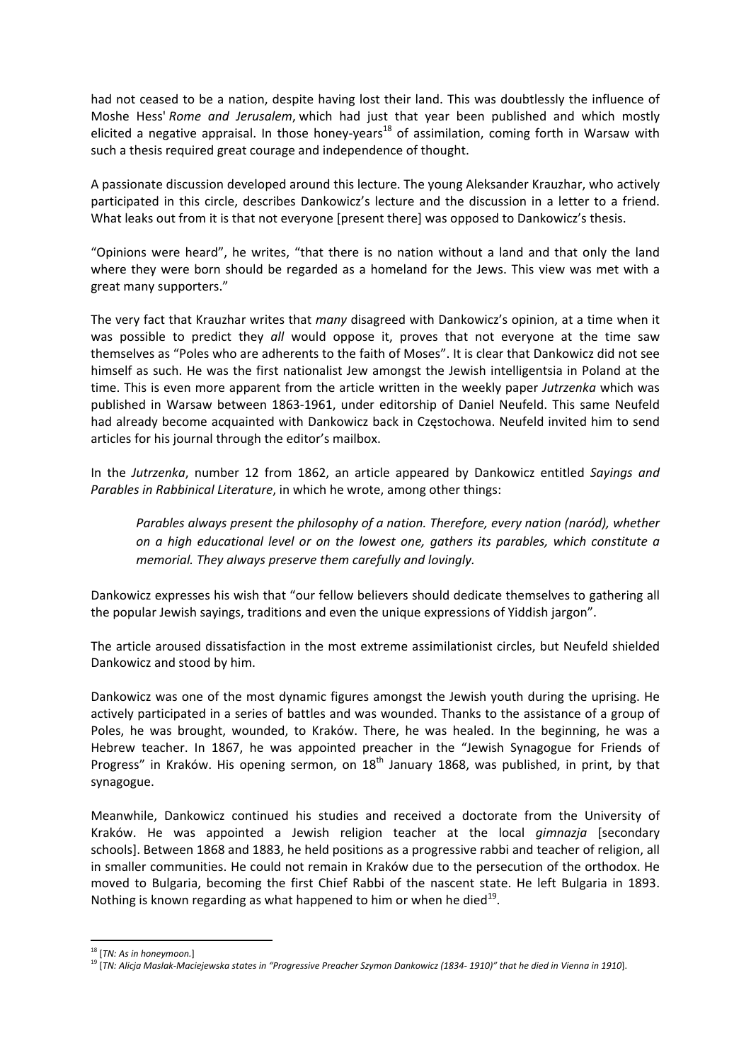had not ceased to be a nation, despite having lost their land. This was doubtlessly the influence of Moshe Hess' *Rome and Jerusalem*, which had just that year been published and which mostly elicited a negative appraisal. In those honey-years[18] of assimilation, coming forth in Warsaw with such a thesis required great courage and independence of thought.

A passionate discussion developed around this lecture. The young Aleksander Krauzhar, who actively participated in this circle, describes Dankowicz's lecture and the discussion in a letter to a friend. What leaks out from it is that not everyone [present there] was opposed to Dankowicz's thesis.

"Opinions were heard", he writes, "that there is no nation without a land and that only the land where they were born should be regarded as a homeland for the Jews. This view was met with a great many supporters."

The very fact that Krauzhar writes that *many* disagreed with Dankowicz's opinion, at a time when it was possible to predict they *all* would oppose it, proves that not everyone at the time saw themselves as "Poles who are adherents to the faith of Moses". It is clear that Dankowicz did not see himself as such. He was the first nationalist Jew amongst the Jewish intelligentsia in Poland at the time. This is even more apparent from the article written in the weekly paper *Jutrzenka* which was published in Warsaw between 1863-1961, under editorship of Daniel Neufeld. This same Neufeld had already become acquainted with Dankowicz back in Częstochowa. Neufeld invited him to send articles for his journal through the editor's mailbox.

In the *Jutrzenka*, number 12 from 1862, an article appeared by Dankowicz entitled *Sayings and Parables in Rabbinical Literature*, in which he wrote, among other things:

> *Parables always present the philosophy of a nation. Therefore, every nation (naród), whether on a high educational level or on the lowest one, gathers its parables, which constitute a memorial. They always preserve them carefully and lovingly.*

Dankowicz expresses his wish that "our fellow believers should dedicate themselves to gathering all the popular Jewish sayings, traditions and even the unique expressions of Yiddish jargon".

The article aroused dissatisfaction in the most extreme assimilationist circles, but Neufeld shielded Dankowicz and stood by him.

Dankowicz was one of the most dynamic figures amongst the Jewish youth during the uprising. He actively participated in a series of battles and was wounded. Thanks to the assistance of a group of Poles, he was brought, wounded, to Kraków. There, he was healed. In the beginning, he was a Hebrew teacher. In 1867, he was appointed preacher in the "Jewish Synagogue for Friends of Progress" in Kraków. His opening sermon, on 18th January 1868, was published, in print, by that synagogue.

Meanwhile, Dankowicz continued his studies and received a doctorate from the University of Kraków. He was appointed a Jewish religion teacher at the local *gimnazja* [secondary schools]. Between 1868 and 1883, he held positions as a progressive rabbi and teacher of religion, all in smaller communities. He could not remain in Kraków due to the persecution of the orthodox. He moved to Bulgaria, becoming the first Chief Rabbi of the nascent state. He left Bulgaria in 1893. Nothing is known regarding as what happened to him or when he died[19].

---

[18] [*TN: As in honeymoon.*]

[19] [*TN: Alicja Maslak-Maciejewska states in "Progressive Preacher Szymon Dankowicz (1834- 1910)" that he died in Vienna in 1910*].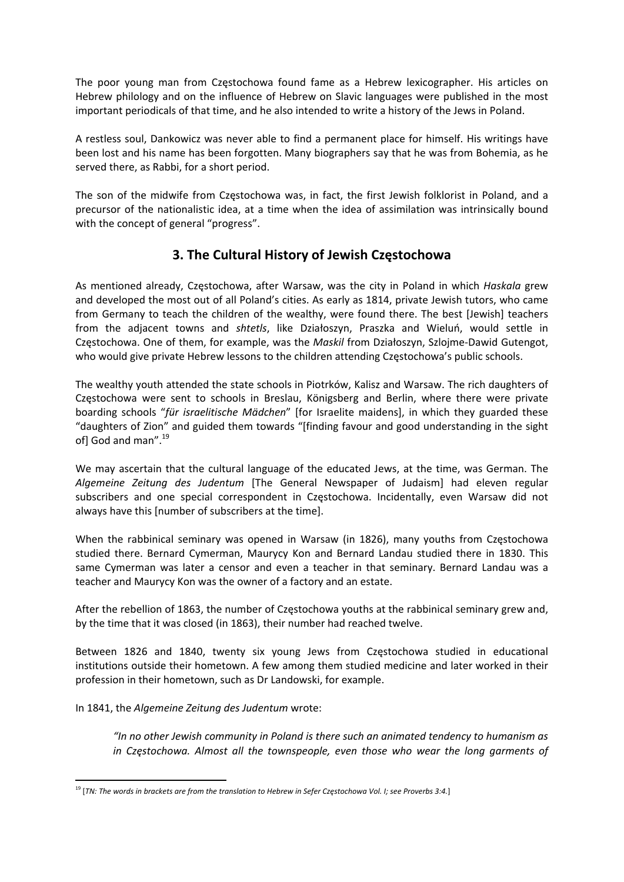The poor young man from Częstochowa found fame as a Hebrew lexicographer. His articles on Hebrew philology and on the influence of Hebrew on Slavic languages were published in the most important periodicals of that time, and he also intended to write a history of the Jews in Poland.

A restless soul, Dankowicz was never able to find a permanent place for himself. His writings have been lost and his name has been forgotten. Many biographers say that he was from Bohemia, as he served there, as Rabbi, for a short period.

The son of the midwife from Częstochowa was, in fact, the first Jewish folklorist in Poland, and a precursor of the nationalistic idea, at a time when the idea of assimilation was intrinsically bound with the concept of general "progress".

## 3. The Cultural History of Jewish Częstochowa

As mentioned already, Częstochowa, after Warsaw, was the city in Poland in which *Haskala* grew and developed the most out of all Poland's cities. As early as 1814, private Jewish tutors, who came from Germany to teach the children of the wealthy, were found there. The best [Jewish] teachers from the adjacent towns and *shtetls*, like Działoszyn, Praszka and Wieluń, would settle in Częstochowa. One of them, for example, was the *Maskil* from Działoszyn, Szlojme-Dawid Gutengot, who would give private Hebrew lessons to the children attending Częstochowa's public schools.

The wealthy youth attended the state schools in Piotrków, Kalisz and Warsaw. The rich daughters of Częstochowa were sent to schools in Breslau, Königsberg and Berlin, where there were private boarding schools "*für israelitische Mädchen*" [for Israelite maidens], in which they guarded these "daughters of Zion" and guided them towards "[finding favour and good understanding in the sight of] God and man".[19]

We may ascertain that the cultural language of the educated Jews, at the time, was German. The *Algemeine Zeitung des Judentum* [The General Newspaper of Judaism] had eleven regular subscribers and one special correspondent in Częstochowa. Incidentally, even Warsaw did not always have this [number of subscribers at the time].

When the rabbinical seminary was opened in Warsaw (in 1826), many youths from Częstochowa studied there. Bernard Cymerman, Maurycy Kon and Bernard Landau studied there in 1830. This same Cymerman was later a censor and even a teacher in that seminary. Bernard Landau was a teacher and Maurycy Kon was the owner of a factory and an estate.

After the rebellion of 1863, the number of Częstochowa youths at the rabbinical seminary grew and, by the time that it was closed (in 1863), their number had reached twelve.

Between 1826 and 1840, twenty six young Jews from Częstochowa studied in educational institutions outside their hometown. A few among them studied medicine and later worked in their profession in their hometown, such as Dr Landowski, for example.

In 1841, the *Algemeine Zeitung des Judentum* wrote:

> *"In no other Jewish community in Poland is there such an animated tendency to humanism as in Częstochowa. Almost all the townspeople, even those who wear the long garments of*

---

[19] [*TN: The words in brackets are from the translation to Hebrew in Sefer Częstochowa Vol. I; see Proverbs 3:4.*]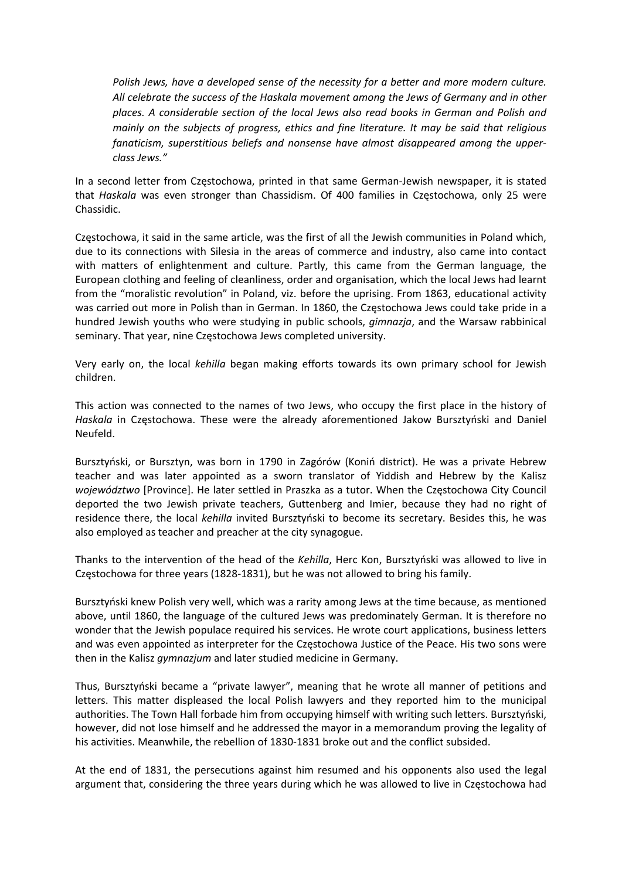*Polish Jews, have a developed sense of the necessity for a better and more modern culture. All celebrate the success of the Haskala movement among the Jews of Germany and in other places. A considerable section of the local Jews also read books in German and Polish and mainly on the subjects of progress, ethics and fine literature. It may be said that religious fanaticism, superstitious beliefs and nonsense have almost disappeared among the upper-class Jews."*

In a second letter from Częstochowa, printed in that same German-Jewish newspaper, it is stated that *Haskala* was even stronger than Chassidism. Of 400 families in Częstochowa, only 25 were Chassidic.

Częstochowa, it said in the same article, was the first of all the Jewish communities in Poland which, due to its connections with Silesia in the areas of commerce and industry, also came into contact with matters of enlightenment and culture. Partly, this came from the German language, the European clothing and feeling of cleanliness, order and organisation, which the local Jews had learnt from the "moralistic revolution" in Poland, viz. before the uprising. From 1863, educational activity was carried out more in Polish than in German. In 1860, the Częstochowa Jews could take pride in a hundred Jewish youths who were studying in public schools, *gimnazja*, and the Warsaw rabbinical seminary. That year, nine Częstochowa Jews completed university.

Very early on, the local *kehilla* began making efforts towards its own primary school for Jewish children.

This action was connected to the names of two Jews, who occupy the first place in the history of *Haskala* in Częstochowa. These were the already aforementioned Jakow Bursztyński and Daniel Neufeld.

Bursztyński, or Bursztyn, was born in 1790 in Zagórów (Konin district). He was a private Hebrew teacher and was later appointed as a sworn translator of Yiddish and Hebrew by the Kalisz *województwo* [Province]. He later settled in Praszka as a tutor. When the Częstochowa City Council deported the two Jewish private teachers, Guttenberg and Imier, because they had no right of residence there, the local *kehilla* invited Bursztyński to become its secretary. Besides this, he was also employed as teacher and preacher at the city synagogue.

Thanks to the intervention of the head of the *Kehilla*, Herc Kon, Bursztyński was allowed to live in Częstochowa for three years (1828-1831), but he was not allowed to bring his family.

Bursztyński knew Polish very well, which was a rarity among Jews at the time because, as mentioned above, until 1860, the language of the cultured Jews was predominately German. It is therefore no wonder that the Jewish populace required his services. He wrote court applications, business letters and was even appointed as interpreter for the Częstochowa Justice of the Peace. His two sons were then in the Kalisz *gymnazjum* and later studied medicine in Germany.

Thus, Bursztyński became a "private lawyer", meaning that he wrote all manner of petitions and letters. This matter displeased the local Polish lawyers and they reported him to the municipal authorities. The Town Hall forbade him from occupying himself with writing such letters. Bursztyński, however, did not lose himself and he addressed the mayor in a memorandum proving the legality of his activities. Meanwhile, the rebellion of 1830-1831 broke out and the conflict subsided.

At the end of 1831, the persecutions against him resumed and his opponents also used the legal argument that, considering the three years during which he was allowed to live in Częstochowa had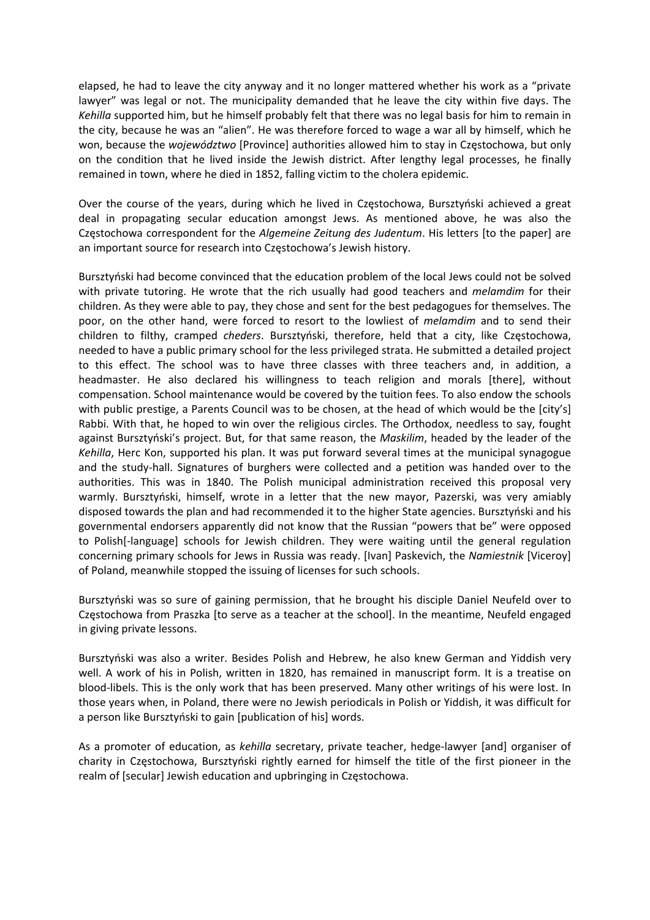elapsed, he had to leave the city anyway and it no longer mattered whether his work as a "private lawyer" was legal or not. The municipality demanded that he leave the city within five days. The *Kehilla* supported him, but he himself probably felt that there was no legal basis for him to remain in the city, because he was an "alien". He was therefore forced to wage a war all by himself, which he won, because the *województwo* [Province] authorities allowed him to stay in Częstochowa, but only on the condition that he lived inside the Jewish district. After lengthy legal processes, he finally remained in town, where he died in 1852, falling victim to the cholera epidemic.

Over the course of the years, during which he lived in Częstochowa, Bursztyński achieved a great deal in propagating secular education amongst Jews. As mentioned above, he was also the Częstochowa correspondent for the *Algemeine Zeitung des Judentum*. His letters [to the paper] are an important source for research into Częstochowa's Jewish history.

Bursztyński had become convinced that the education problem of the local Jews could not be solved with private tutoring. He wrote that the rich usually had good teachers and *melamdim* for their children. As they were able to pay, they chose and sent for the best pedagogues for themselves. The poor, on the other hand, were forced to resort to the lowliest of *melamdim* and to send their children to filthy, cramped *cheders*. Bursztyński, therefore, held that a city, like Częstochowa, needed to have a public primary school for the less privileged strata. He submitted a detailed project to this effect. The school was to have three classes with three teachers and, in addition, a headmaster. He also declared his willingness to teach religion and morals [there], without compensation. School maintenance would be covered by the tuition fees. To also endow the schools with public prestige, a Parents Council was to be chosen, at the head of which would be the [city's] Rabbi. With that, he hoped to win over the religious circles. The Orthodox, needless to say, fought against Bursztyński's project. But, for that same reason, the *Maskilim*, headed by the leader of the *Kehilla*, Herc Kon, supported his plan. It was put forward several times at the municipal synagogue and the study-hall. Signatures of burghers were collected and a petition was handed over to the authorities. This was in 1840. The Polish municipal administration received this proposal very warmly. Bursztyński, himself, wrote in a letter that the new mayor, Pazerski, was very amiably disposed towards the plan and had recommended it to the higher State agencies. Bursztyński and his governmental endorsers apparently did not know that the Russian "powers that be" were opposed to Polish[-language] schools for Jewish children. They were waiting until the general regulation concerning primary schools for Jews in Russia was ready. [Ivan] Paskevich, the *Namiestnik* [Viceroy] of Poland, meanwhile stopped the issuing of licenses for such schools.

Bursztyński was so sure of gaining permission, that he brought his disciple Daniel Neufeld over to Częstochowa from Praszka [to serve as a teacher at the school]. In the meantime, Neufeld engaged in giving private lessons.

Bursztyński was also a writer. Besides Polish and Hebrew, he also knew German and Yiddish very well. A work of his in Polish, written in 1820, has remained in manuscript form. It is a treatise on blood-libels. This is the only work that has been preserved. Many other writings of his were lost. In those years when, in Poland, there were no Jewish periodicals in Polish or Yiddish, it was difficult for a person like Bursztyński to gain [publication of his] words.

As a promoter of education, as *kehilla* secretary, private teacher, hedge-lawyer [and] organiser of charity in Częstochowa, Bursztyński rightly earned for himself the title of the first pioneer in the realm of [secular] Jewish education and upbringing in Częstochowa.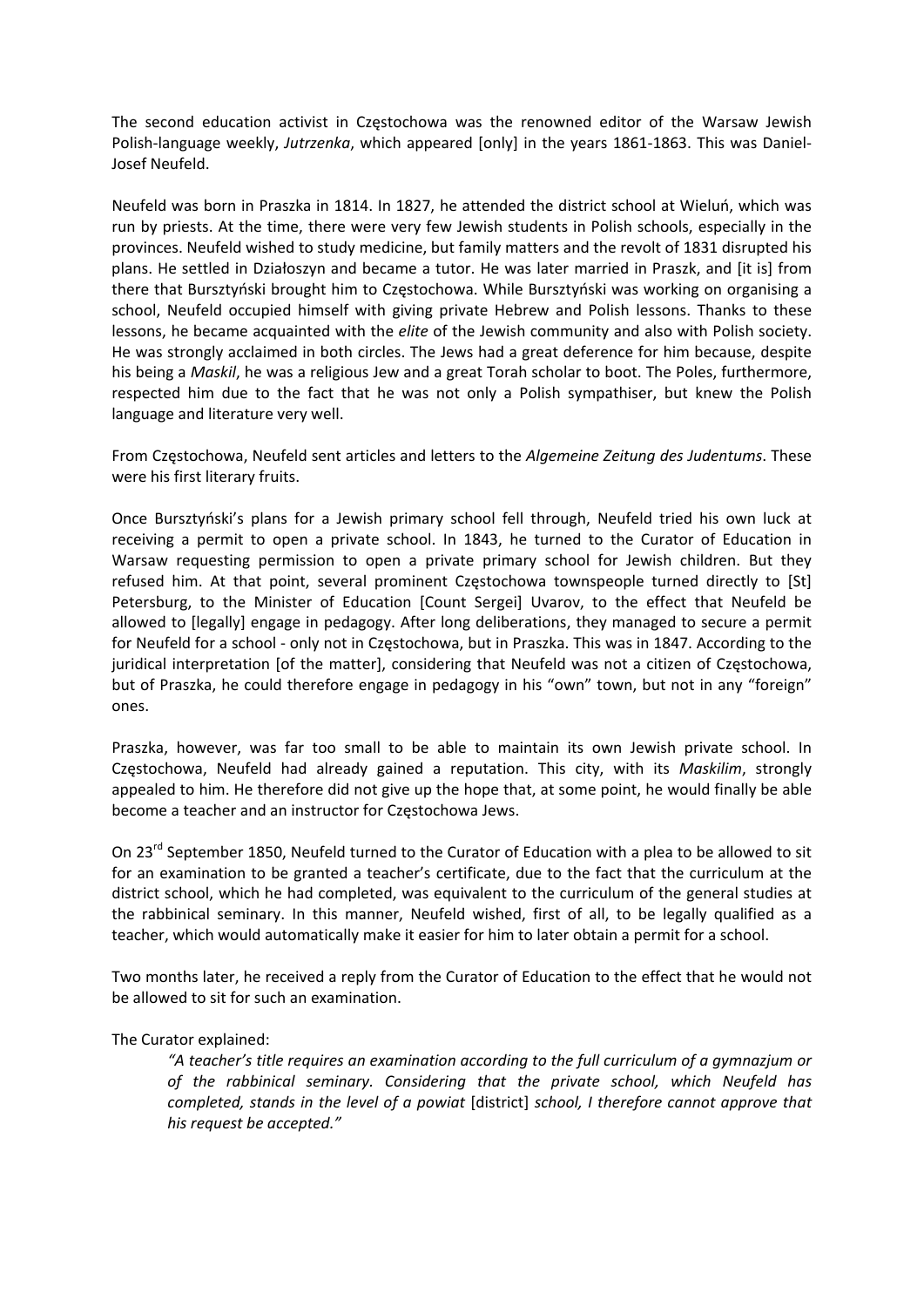The second education activist in Częstochowa was the renowned editor of the Warsaw Jewish Polish-language weekly, *Jutrzenka*, which appeared [only] in the years 1861-1863. This was Daniel-Josef Neufeld.

Neufeld was born in Praszka in 1814. In 1827, he attended the district school at Wieluń, which was run by priests. At the time, there were very few Jewish students in Polish schools, especially in the provinces. Neufeld wished to study medicine, but family matters and the revolt of 1831 disrupted his plans. He settled in Działoszyn and became a tutor. He was later married in Praszk, and [it is] from there that Bursztyński brought him to Częstochowa. While Bursztyński was working on organising a school, Neufeld occupied himself with giving private Hebrew and Polish lessons. Thanks to these lessons, he became acquainted with the *elite* of the Jewish community and also with Polish society. He was strongly acclaimed in both circles. The Jews had a great deference for him because, despite his being a *Maskil*, he was a religious Jew and a great Torah scholar to boot. The Poles, furthermore, respected him due to the fact that he was not only a Polish sympathiser, but knew the Polish language and literature very well.

From Częstochowa, Neufeld sent articles and letters to the *Algemeine Zeitung des Judentums*. These were his first literary fruits.

Once Bursztyński's plans for a Jewish primary school fell through, Neufeld tried his own luck at receiving a permit to open a private school. In 1843, he turned to the Curator of Education in Warsaw requesting permission to open a private primary school for Jewish children. But they refused him. At that point, several prominent Częstochowa townspeople turned directly to [St] Petersburg, to the Minister of Education [Count Sergei] Uvarov, to the effect that Neufeld be allowed to [legally] engage in pedagogy. After long deliberations, they managed to secure a permit for Neufeld for a school - only not in Częstochowa, but in Praszka. This was in 1847. According to the juridical interpretation [of the matter], considering that Neufeld was not a citizen of Częstochowa, but of Praszka, he could therefore engage in pedagogy in his "own" town, but not in any "foreign" ones.

Praszka, however, was far too small to be able to maintain its own Jewish private school. In Częstochowa, Neufeld had already gained a reputation. This city, with its *Maskilim*, strongly appealed to him. He therefore did not give up the hope that, at some point, he would finally be able become a teacher and an instructor for Częstochowa Jews.

On 23rd September 1850, Neufeld turned to the Curator of Education with a plea to be allowed to sit for an examination to be granted a teacher's certificate, due to the fact that the curriculum at the district school, which he had completed, was equivalent to the curriculum of the general studies at the rabbinical seminary. In this manner, Neufeld wished, first of all, to be legally qualified as a teacher, which would automatically make it easier for him to later obtain a permit for a school.

Two months later, he received a reply from the Curator of Education to the effect that he would not be allowed to sit for such an examination.

The Curator explained:

> *"A teacher's title requires an examination according to the full curriculum of a gymnazjum or of the rabbinical seminary. Considering that the private school, which Neufeld has completed, stands in the level of a powiat* [district] *school, I therefore cannot approve that his request be accepted."*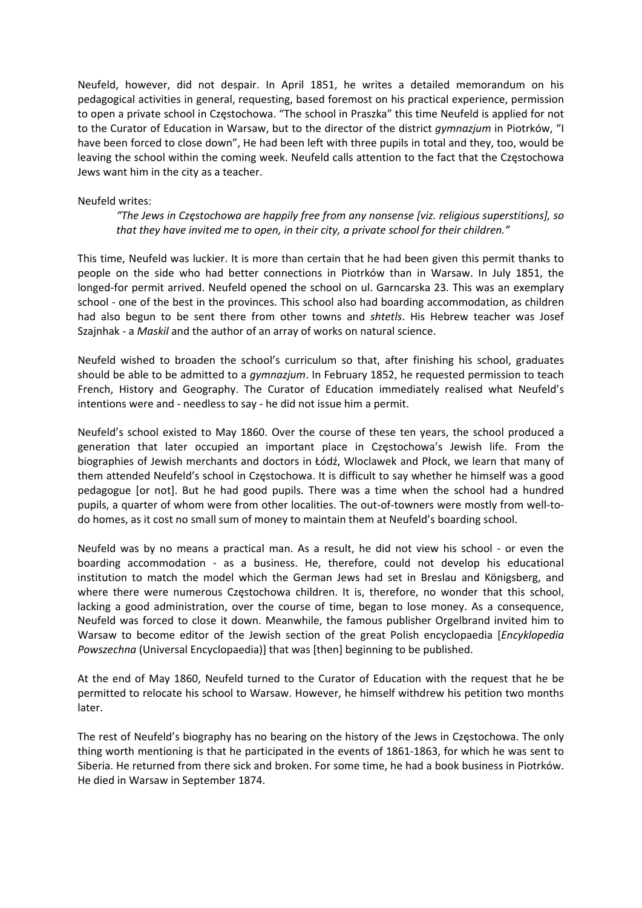Neufeld, however, did not despair. In April 1851, he writes a detailed memorandum on his pedagogical activities in general, requesting, based foremost on his practical experience, permission to open a private school in Częstochowa. "The school in Praszka" this time Neufeld is applied for not to the Curator of Education in Warsaw, but to the director of the district *gymnazjum* in Piotrków, "I have been forced to close down", He had been left with three pupils in total and they, too, would be leaving the school within the coming week. Neufeld calls attention to the fact that the Częstochowa Jews want him in the city as a teacher.

Neufeld writes:

> *"The Jews in Częstochowa are happily free from any nonsense [viz. religious superstitions], so that they have invited me to open, in their city, a private school for their children."*

This time, Neufeld was luckier. It is more than certain that he had been given this permit thanks to people on the side who had better connections in Piotrków than in Warsaw. In July 1851, the longed-for permit arrived. Neufeld opened the school on ul. Garncarska 23. This was an exemplary school - one of the best in the provinces. This school also had boarding accommodation, as children had also begun to be sent there from other towns and *shtetls*. His Hebrew teacher was Josef Szajnhak - a *Maskil* and the author of an array of works on natural science.

Neufeld wished to broaden the school's curriculum so that, after finishing his school, graduates should be able to be admitted to a *gymnazjum*. In February 1852, he requested permission to teach French, History and Geography. The Curator of Education immediately realised what Neufeld's intentions were and - needless to say - he did not issue him a permit.

Neufeld's school existed to May 1860. Over the course of these ten years, the school produced a generation that later occupied an important place in Częstochowa's Jewish life. From the biographies of Jewish merchants and doctors in Łódź, Wloclawek and Płock, we learn that many of them attended Neufeld's school in Częstochowa. It is difficult to say whether he himself was a good pedagogue [or not]. But he had good pupils. There was a time when the school had a hundred pupils, a quarter of whom were from other localities. The out-of-towners were mostly from well-to-do homes, as it cost no small sum of money to maintain them at Neufeld's boarding school.

Neufeld was by no means a practical man. As a result, he did not view his school - or even the boarding accommodation - as a business. He, therefore, could not develop his educational institution to match the model which the German Jews had set in Breslau and Königsberg, and where there were numerous Częstochowa children. It is, therefore, no wonder that this school, lacking a good administration, over the course of time, began to lose money. As a consequence, Neufeld was forced to close it down. Meanwhile, the famous publisher Orgelbrand invited him to Warsaw to become editor of the Jewish section of the great Polish encyclopaedia [*Encyklopedia Powszechna* (Universal Encyclopaedia)] that was [then] beginning to be published.

At the end of May 1860, Neufeld turned to the Curator of Education with the request that he be permitted to relocate his school to Warsaw. However, he himself withdrew his petition two months later.

The rest of Neufeld's biography has no bearing on the history of the Jews in Częstochowa. The only thing worth mentioning is that he participated in the events of 1861-1863, for which he was sent to Siberia. He returned from there sick and broken. For some time, he had a book business in Piotrków. He died in Warsaw in September 1874.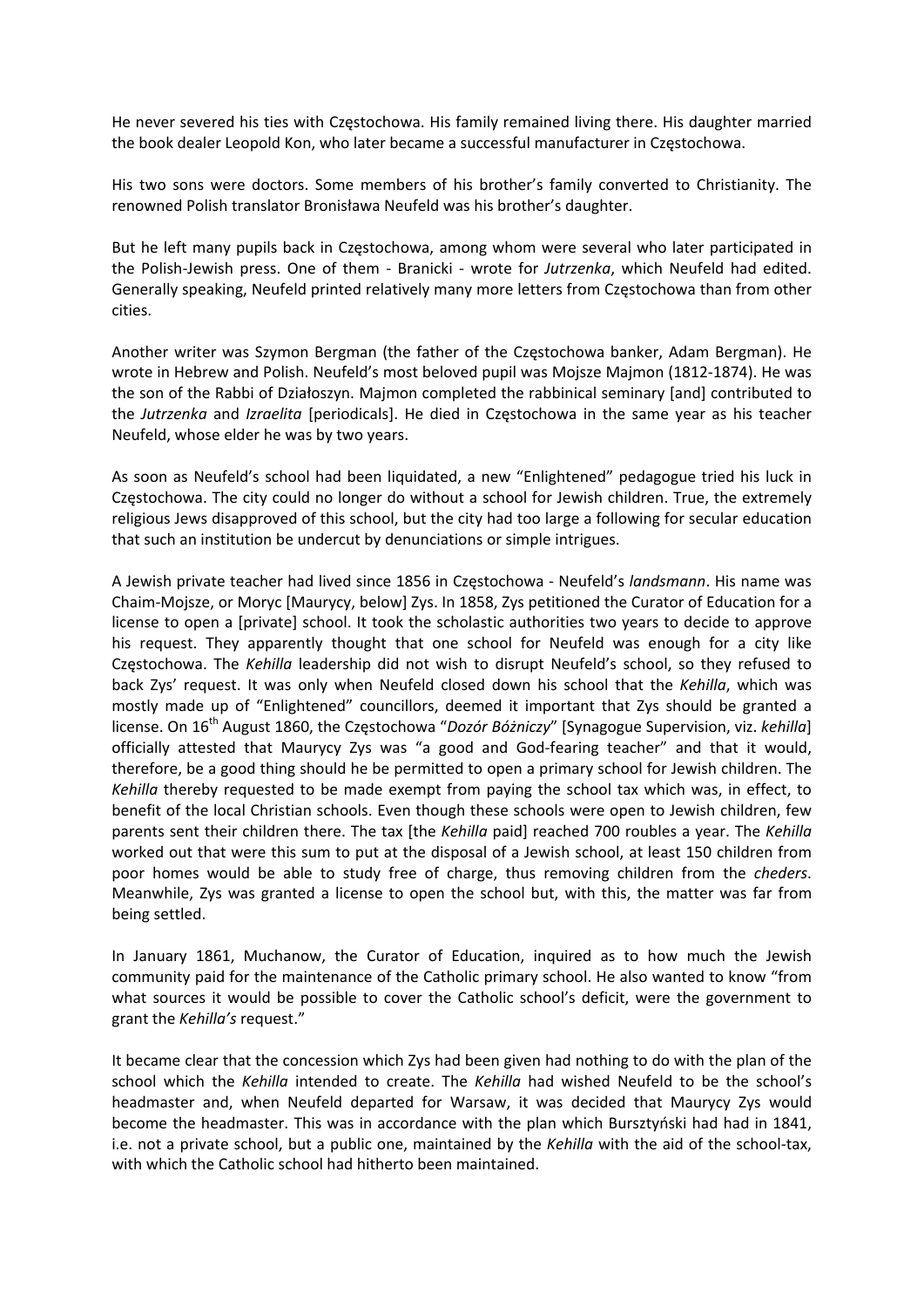He never severed his ties with Częstochowa. His family remained living there. His daughter married the book dealer Leopold Kon, who later became a successful manufacturer in Częstochowa.

His two sons were doctors. Some members of his brother's family converted to Christianity. The renowned Polish translator Bronisława Neufeld was his brother's daughter.

But he left many pupils back in Częstochowa, among whom were several who later participated in the Polish-Jewish press. One of them - Branicki - wrote for *Jutrzenka*, which Neufeld had edited. Generally speaking, Neufeld printed relatively many more letters from Częstochowa than from other cities.

Another writer was Szymon Bergman (the father of the Częstochowa banker, Adam Bergman). He wrote in Hebrew and Polish. Neufeld's most beloved pupil was Mojsze Majmon (1812-1874). He was the son of the Rabbi of Działoszyn. Majmon completed the rabbinical seminary [and] contributed to the *Jutrzenka* and *Izraelita* [periodicals]. He died in Częstochowa in the same year as his teacher Neufeld, whose elder he was by two years.

As soon as Neufeld's school had been liquidated, a new "Enlightened" pedagogue tried his luck in Częstochowa. The city could no longer do without a school for Jewish children. True, the extremely religious Jews disapproved of this school, but the city had too large a following for secular education that such an institution be undercut by denunciations or simple intrigues.

A Jewish private teacher had lived since 1856 in Częstochowa - Neufeld's *landsmann*. His name was Chaim-Mojsze, or Moryc [Maurycy, below] Zys. In 1858, Zys petitioned the Curator of Education for a license to open a [private] school. It took the scholastic authorities two years to decide to approve his request. They apparently thought that one school for Neufeld was enough for a city like Częstochowa. The *Kehilla* leadership did not wish to disrupt Neufeld's school, so they refused to back Zys' request. It was only when Neufeld closed down his school that the *Kehilla*, which was mostly made up of "Enlightened" councillors, deemed it important that Zys should be granted a license. On 16th August 1860, the Częstochowa "*Dozór Bóżniczy*" [Synagogue Supervision, viz. *kehilla*] officially attested that Maurycy Zys was "a good and God-fearing teacher" and that it would, therefore, be a good thing should he be permitted to open a primary school for Jewish children. The *Kehilla* thereby requested to be made exempt from paying the school tax which was, in effect, to benefit of the local Christian schools. Even though these schools were open to Jewish children, few parents sent their children there. The tax [the *Kehilla* paid] reached 700 roubles a year. The *Kehilla* worked out that were this sum to put at the disposal of a Jewish school, at least 150 children from poor homes would be able to study free of charge, thus removing children from the *cheders*. Meanwhile, Zys was granted a license to open the school but, with this, the matter was far from being settled.

In January 1861, Muchanow, the Curator of Education, inquired as to how much the Jewish community paid for the maintenance of the Catholic primary school. He also wanted to know "from what sources it would be possible to cover the Catholic school's deficit, were the government to grant the *Kehilla's* request."

It became clear that the concession which Zys had been given had nothing to do with the plan of the school which the *Kehilla* intended to create. The *Kehilla* had wished Neufeld to be the school's headmaster and, when Neufeld departed for Warsaw, it was decided that Maurycy Zys would become the headmaster. This was in accordance with the plan which Bursztyński had had in 1841, i.e. not a private school, but a public one, maintained by the *Kehilla* with the aid of the school-tax, with which the Catholic school had hitherto been maintained.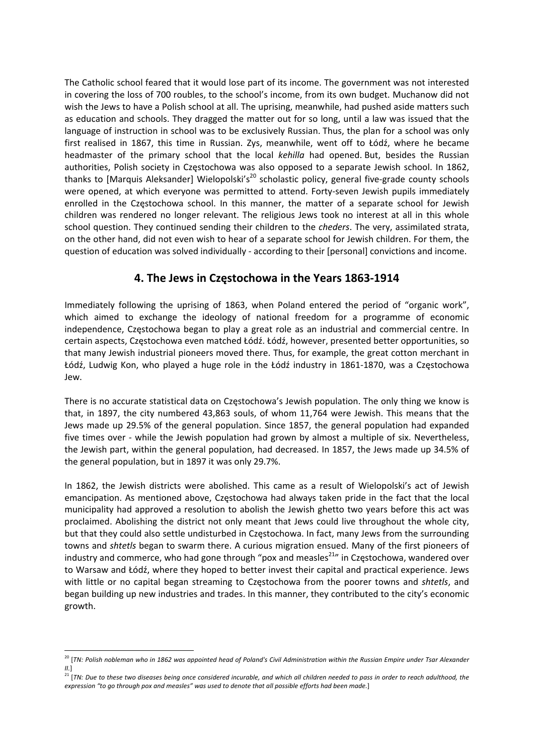The Catholic school feared that it would lose part of its income. The government was not interested in covering the loss of 700 roubles, to the school's income, from its own budget. Muchanow did not wish the Jews to have a Polish school at all. The uprising, meanwhile, had pushed aside matters such as education and schools. They dragged the matter out for so long, until a law was issued that the language of instruction in school was to be exclusively Russian. Thus, the plan for a school was only first realised in 1867, this time in Russian. Zys, meanwhile, went off to Łódź, where he became headmaster of the primary school that the local *kehilla* had opened. But, besides the Russian authorities, Polish society in Częstochowa was also opposed to a separate Jewish school. In 1862, thanks to [Marquis Aleksander] Wielopolski's[20] scholastic policy, general five-grade county schools were opened, at which everyone was permitted to attend. Forty-seven Jewish pupils immediately enrolled in the Częstochowa school. In this manner, the matter of a separate school for Jewish children was rendered no longer relevant. The religious Jews took no interest at all in this whole school question. They continued sending their children to the *cheders*. The very, assimilated strata, on the other hand, did not even wish to hear of a separate school for Jewish children. For them, the question of education was solved individually - according to their [personal] convictions and income.

## 4. The Jews in Częstochowa in the Years 1863-1914

Immediately following the uprising of 1863, when Poland entered the period of "organic work", which aimed to exchange the ideology of national freedom for a programme of economic independence, Częstochowa began to play a great role as an industrial and commercial centre. In certain aspects, Częstochowa even matched Łódź. Łódź, however, presented better opportunities, so that many Jewish industrial pioneers moved there. Thus, for example, the great cotton merchant in Łódź, Ludwig Kon, who played a huge role in the Łódź industry in 1861-1870, was a Częstochowa Jew.

There is no accurate statistical data on Częstochowa's Jewish population. The only thing we know is that, in 1897, the city numbered 43,863 souls, of whom 11,764 were Jewish. This means that the Jews made up 29.5% of the general population. Since 1857, the general population had expanded five times over - while the Jewish population had grown by almost a multiple of six. Nevertheless, the Jewish part, within the general population, had decreased. In 1857, the Jews made up 34.5% of the general population, but in 1897 it was only 29.7%.

In 1862, the Jewish districts were abolished. This came as a result of Wielopolski's act of Jewish emancipation. As mentioned above, Częstochowa had always taken pride in the fact that the local municipality had approved a resolution to abolish the Jewish ghetto two years before this act was proclaimed. Abolishing the district not only meant that Jews could live throughout the whole city, but that they could also settle undisturbed in Częstochowa. In fact, many Jews from the surrounding towns and *shtetls* began to swarm there. A curious migration ensued. Many of the first pioneers of industry and commerce, who had gone through "pox and measles[21]" in Częstochowa, wandered over to Warsaw and Łódź, where they hoped to better invest their capital and practical experience. Jews with little or no capital began streaming to Częstochowa from the poorer towns and *shtetls*, and began building up new industries and trades. In this manner, they contributed to the city's economic growth.

---

[20] [*TN: Polish nobleman who in 1862 was appointed head of Poland's Civil Administration within the Russian Empire under Tsar Alexander II.*]

[21] [*TN: Due to these two diseases being once considered incurable, and which all children needed to pass in order to reach adulthood, the expression "to go through pox and measles" was used to denote that all possible efforts had been made.*]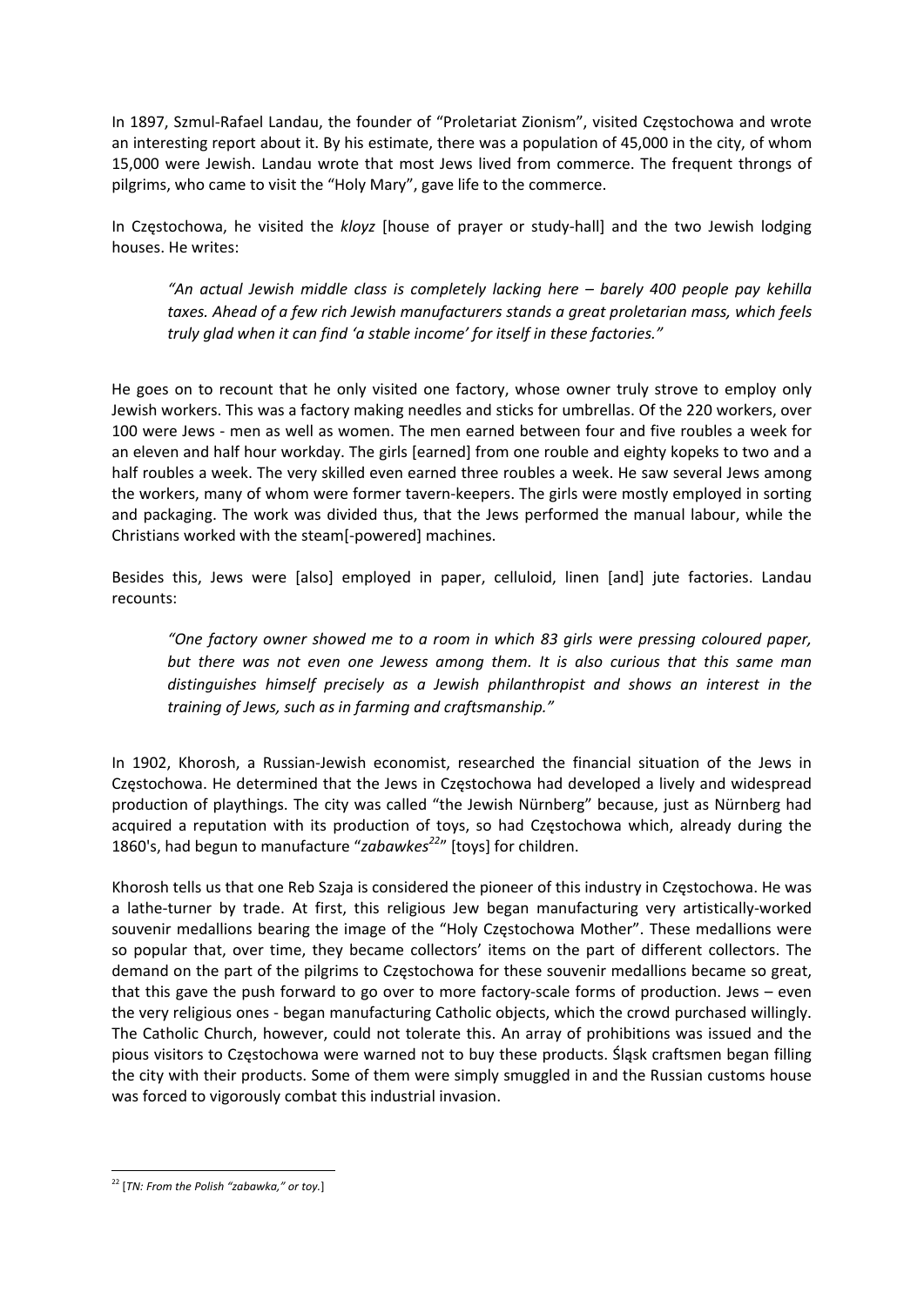In 1897, Szmul-Rafael Landau, the founder of "Proletariat Zionism", visited Częstochowa and wrote an interesting report about it. By his estimate, there was a population of 45,000 in the city, of whom 15,000 were Jewish. Landau wrote that most Jews lived from commerce. The frequent throngs of pilgrims, who came to visit the "Holy Mary", gave life to the commerce.

In Częstochowa, he visited the *kloyz* [house of prayer or study-hall] and the two Jewish lodging houses. He writes:

> *"An actual Jewish middle class is completely lacking here – barely 400 people pay kehilla taxes. Ahead of a few rich Jewish manufacturers stands a great proletarian mass, which feels truly glad when it can find 'a stable income' for itself in these factories."*

He goes on to recount that he only visited one factory, whose owner truly strove to employ only Jewish workers. This was a factory making needles and sticks for umbrellas. Of the 220 workers, over 100 were Jews - men as well as women. The men earned between four and five roubles a week for an eleven and half hour workday. The girls [earned] from one rouble and eighty kopeks to two and a half roubles a week. The very skilled even earned three roubles a week. He saw several Jews among the workers, many of whom were former tavern-keepers. The girls were mostly employed in sorting and packaging. The work was divided thus, that the Jews performed the manual labour, while the Christians worked with the steam[-powered] machines.

Besides this, Jews were [also] employed in paper, celluloid, linen [and] jute factories. Landau recounts:

> *"One factory owner showed me to a room in which 83 girls were pressing coloured paper, but there was not even one Jewess among them. It is also curious that this same man distinguishes himself precisely as a Jewish philanthropist and shows an interest in the training of Jews, such as in farming and craftsmanship."*

In 1902, Khorosh, a Russian-Jewish economist, researched the financial situation of the Jews in Częstochowa. He determined that the Jews in Częstochowa had developed a lively and widespread production of playthings. The city was called "the Jewish Nürnberg" because, just as Nürnberg had acquired a reputation with its production of toys, so had Częstochowa which, already during the 1860's, had begun to manufacture "*zabawkes*[22]" [toys] for children.

Khorosh tells us that one Reb Szaja is considered the pioneer of this industry in Częstochowa. He was a lathe-turner by trade. At first, this religious Jew began manufacturing very artistically-worked souvenir medallions bearing the image of the "Holy Częstochowa Mother". These medallions were so popular that, over time, they became collectors' items on the part of different collectors. The demand on the part of the pilgrims to Częstochowa for these souvenir medallions became so great, that this gave the push forward to go over to more factory-scale forms of production. Jews – even the very religious ones - began manufacturing Catholic objects, which the crowd purchased willingly. The Catholic Church, however, could not tolerate this. An array of prohibitions was issued and the pious visitors to Częstochowa were warned not to buy these products. Śląsk craftsmen began filling the city with their products. Some of them were simply smuggled in and the Russian customs house was forced to vigorously combat this industrial invasion.

---

[22] [*TN: From the Polish "zabawka," or toy.*]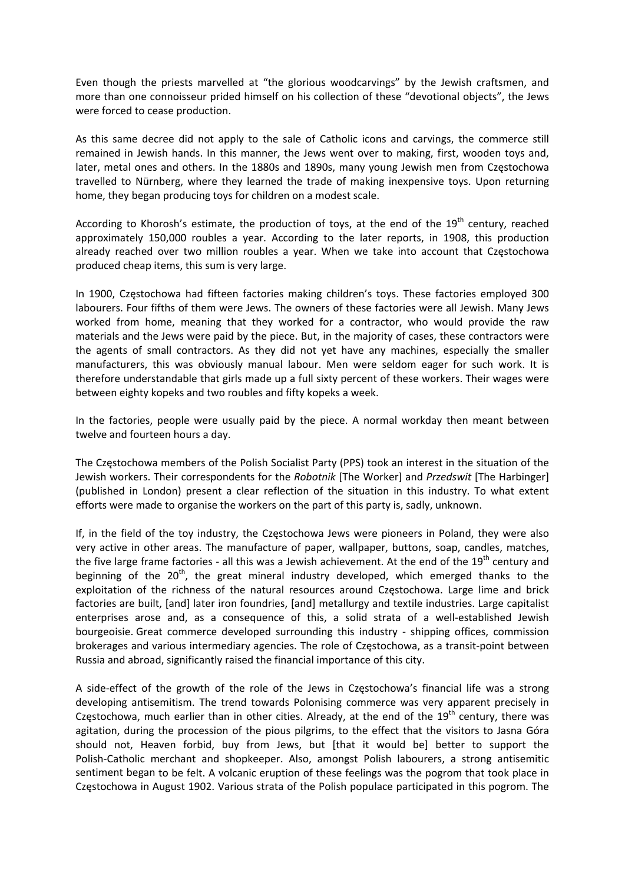Even though the priests marvelled at "the glorious woodcarvings" by the Jewish craftsmen, and more than one connoisseur prided himself on his collection of these "devotional objects", the Jews were forced to cease production.

As this same decree did not apply to the sale of Catholic icons and carvings, the commerce still remained in Jewish hands. In this manner, the Jews went over to making, first, wooden toys and, later, metal ones and others. In the 1880s and 1890s, many young Jewish men from Częstochowa travelled to Nürnberg, where they learned the trade of making inexpensive toys. Upon returning home, they began producing toys for children on a modest scale.

According to Khorosh's estimate, the production of toys, at the end of the 19th century, reached approximately 150,000 roubles a year. According to the later reports, in 1908, this production already reached over two million roubles a year. When we take into account that Częstochowa produced cheap items, this sum is very large.

In 1900, Częstochowa had fifteen factories making children's toys. These factories employed 300 labourers. Four fifths of them were Jews. The owners of these factories were all Jewish. Many Jews worked from home, meaning that they worked for a contractor, who would provide the raw materials and the Jews were paid by the piece. But, in the majority of cases, these contractors were the agents of small contractors. As they did not yet have any machines, especially the smaller manufacturers, this was obviously manual labour. Men were seldom eager for such work. It is therefore understandable that girls made up a full sixty percent of these workers. Their wages were between eighty kopeks and two roubles and fifty kopeks a week.

In the factories, people were usually paid by the piece. A normal workday then meant between twelve and fourteen hours a day.

The Częstochowa members of the Polish Socialist Party (PPS) took an interest in the situation of the Jewish workers. Their correspondents for the *Robotnik* [The Worker] and *Przedswit* [The Harbinger] (published in London) present a clear reflection of the situation in this industry. To what extent efforts were made to organise the workers on the part of this party is, sadly, unknown.

If, in the field of the toy industry, the Częstochowa Jews were pioneers in Poland, they were also very active in other areas. The manufacture of paper, wallpaper, buttons, soap, candles, matches, the five large frame factories - all this was a Jewish achievement. At the end of the 19th century and beginning of the 20th, the great mineral industry developed, which emerged thanks to the exploitation of the richness of the natural resources around Częstochowa. Large lime and brick factories are built, [and] later iron foundries, [and] metallurgy and textile industries. Large capitalist enterprises arose and, as a consequence of this, a solid strata of a well-established Jewish bourgeoisie. Great commerce developed surrounding this industry - shipping offices, commission brokerages and various intermediary agencies. The role of Częstochowa, as a transit-point between Russia and abroad, significantly raised the financial importance of this city.

A side-effect of the growth of the role of the Jews in Częstochowa's financial life was a strong developing antisemitism. The trend towards Polonising commerce was very apparent precisely in Częstochowa, much earlier than in other cities. Already, at the end of the 19th century, there was agitation, during the procession of the pious pilgrims, to the effect that the visitors to Jasna Góra should not, Heaven forbid, buy from Jews, but [that it would be] better to support the Polish-Catholic merchant and shopkeeper. Also, amongst Polish labourers, a strong antisemitic sentiment began to be felt. A volcanic eruption of these feelings was the pogrom that took place in Częstochowa in August 1902. Various strata of the Polish populace participated in this pogrom. The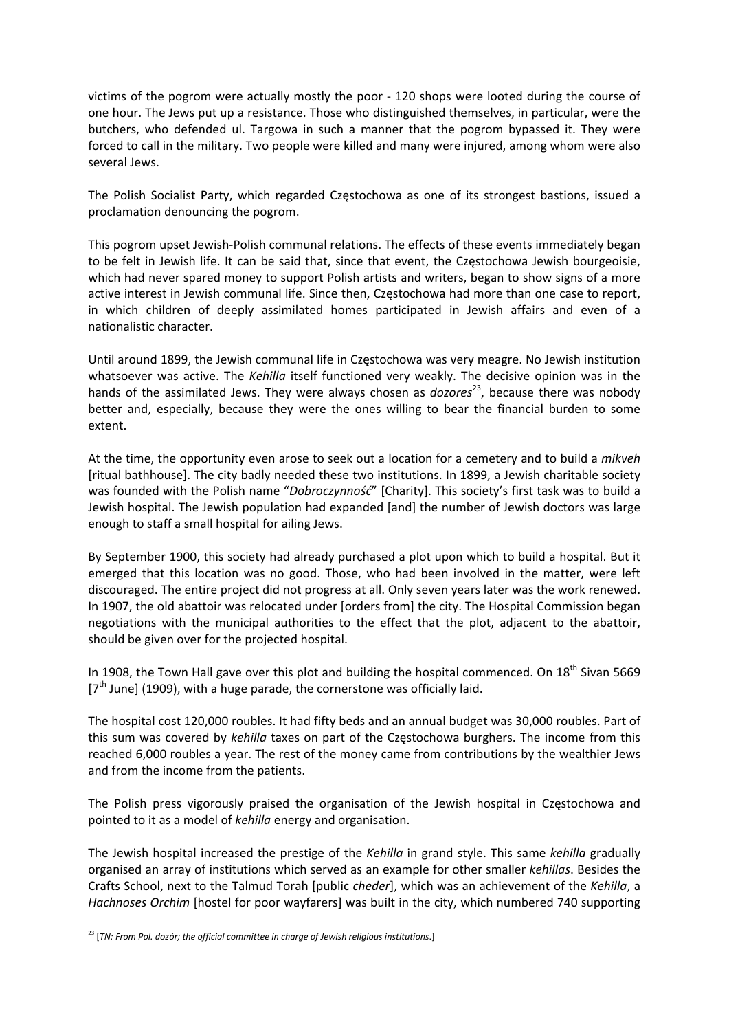victims of the pogrom were actually mostly the poor - 120 shops were looted during the course of one hour. The Jews put up a resistance. Those who distinguished themselves, in particular, were the butchers, who defended ul. Targowa in such a manner that the pogrom bypassed it. They were forced to call in the military. Two people were killed and many were injured, among whom were also several Jews.

The Polish Socialist Party, which regarded Częstochowa as one of its strongest bastions, issued a proclamation denouncing the pogrom.

This pogrom upset Jewish-Polish communal relations. The effects of these events immediately began to be felt in Jewish life. It can be said that, since that event, the Częstochowa Jewish bourgeoisie, which had never spared money to support Polish artists and writers, began to show signs of a more active interest in Jewish communal life. Since then, Częstochowa had more than one case to report, in which children of deeply assimilated homes participated in Jewish affairs and even of a nationalistic character.

Until around 1899, the Jewish communal life in Częstochowa was very meagre. No Jewish institution whatsoever was active. The *Kehilla* itself functioned very weakly. The decisive opinion was in the hands of the assimilated Jews. They were always chosen as *dozores*[23], because there was nobody better and, especially, because they were the ones willing to bear the financial burden to some extent.

At the time, the opportunity even arose to seek out a location for a cemetery and to build a *mikveh* [ritual bathhouse]. The city badly needed these two institutions. In 1899, a Jewish charitable society was founded with the Polish name "*Dobroczynność*" [Charity]. This society's first task was to build a Jewish hospital. The Jewish population had expanded [and] the number of Jewish doctors was large enough to staff a small hospital for ailing Jews.

By September 1900, this society had already purchased a plot upon which to build a hospital. But it emerged that this location was no good. Those, who had been involved in the matter, were left discouraged. The entire project did not progress at all. Only seven years later was the work renewed. In 1907, the old abattoir was relocated under [orders from] the city. The Hospital Commission began negotiations with the municipal authorities to the effect that the plot, adjacent to the abattoir, should be given over for the projected hospital.

In 1908, the Town Hall gave over this plot and building the hospital commenced. On 18th Sivan 5669 [7th June] (1909), with a huge parade, the cornerstone was officially laid.

The hospital cost 120,000 roubles. It had fifty beds and an annual budget was 30,000 roubles. Part of this sum was covered by *kehilla* taxes on part of the Częstochowa burghers. The income from this reached 6,000 roubles a year. The rest of the money came from contributions by the wealthier Jews and from the income from the patients.

The Polish press vigorously praised the organisation of the Jewish hospital in Częstochowa and pointed to it as a model of *kehilla* energy and organisation.

The Jewish hospital increased the prestige of the *Kehilla* in grand style. This same *kehilla* gradually organised an array of institutions which served as an example for other smaller *kehillas*. Besides the Crafts School, next to the Talmud Torah [public *cheder*], which was an achievement of the *Kehilla*, a *Hachnoses Orchim* [hostel for poor wayfarers] was built in the city, which numbered 740 supporting

---

[23] [*TN: From Pol. dozór; the official committee in charge of Jewish religious institutions.*]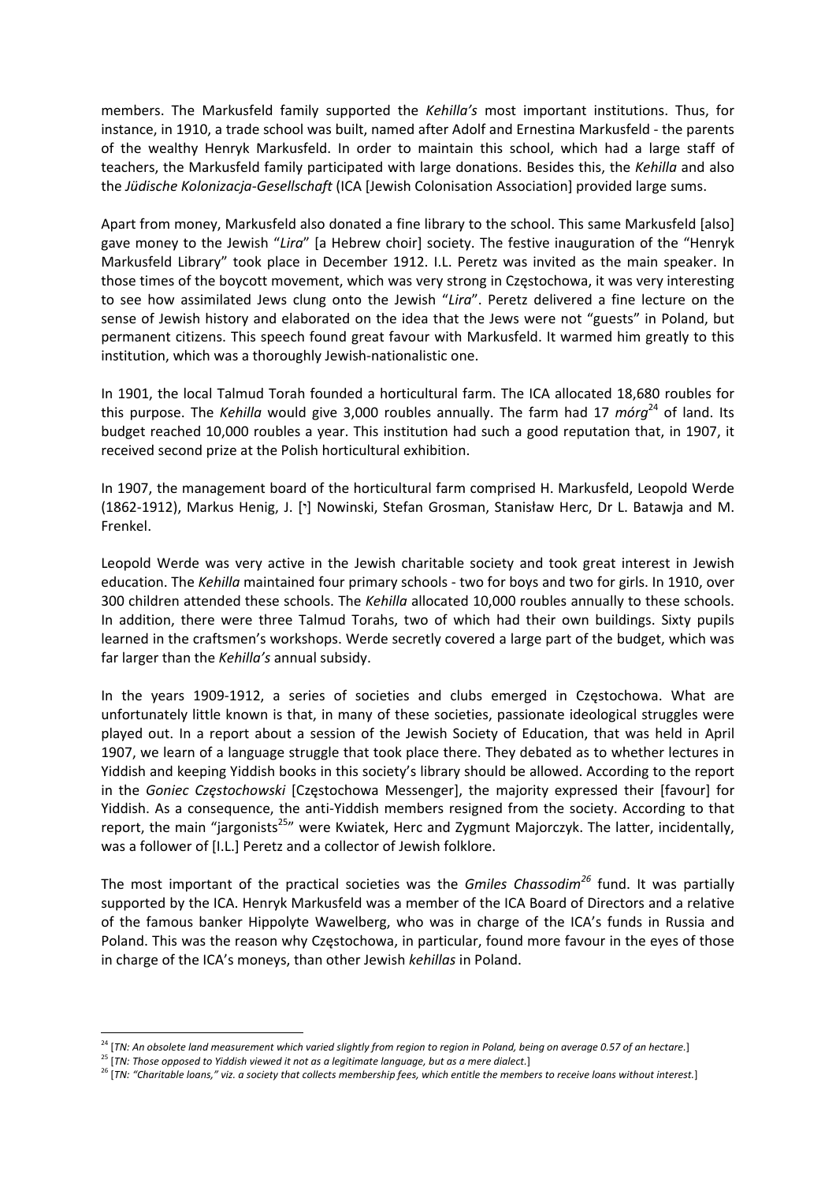members. The Markusfeld family supported the *Kehilla's* most important institutions. Thus, for instance, in 1910, a trade school was built, named after Adolf and Ernestina Markusfeld - the parents of the wealthy Henryk Markusfeld. In order to maintain this school, which had a large staff of teachers, the Markusfeld family participated with large donations. Besides this, the *Kehilla* and also the *Jüdische Kolonizacja-Gesellschaft* (ICA [Jewish Colonisation Association] provided large sums.

Apart from money, Markusfeld also donated a fine library to the school. This same Markusfeld [also] gave money to the Jewish "*Lira*" [a Hebrew choir] society. The festive inauguration of the "Henryk Markusfeld Library" took place in December 1912. I.L. Peretz was invited as the main speaker. In those times of the boycott movement, which was very strong in Częstochowa, it was very interesting to see how assimilated Jews clung onto the Jewish "*Lira*". Peretz delivered a fine lecture on the sense of Jewish history and elaborated on the idea that the Jews were not "guests" in Poland, but permanent citizens. This speech found great favour with Markusfeld. It warmed him greatly to this institution, which was a thoroughly Jewish-nationalistic one.

In 1901, the local Talmud Torah founded a horticultural farm. The ICA allocated 18,680 roubles for this purpose. The *Kehilla* would give 3,000 roubles annually. The farm had 17 *mórg*[24] of land. Its budget reached 10,000 roubles a year. This institution had such a good reputation that, in 1907, it received second prize at the Polish horticultural exhibition.

In 1907, the management board of the horticultural farm comprised H. Markusfeld, Leopold Werde (1862-1912), Markus Henig, J. [י] Nowinski, Stefan Grosman, Stanisław Herc, Dr L. Batawja and M. Frenkel.

Leopold Werde was very active in the Jewish charitable society and took great interest in Jewish education. The *Kehilla* maintained four primary schools - two for boys and two for girls. In 1910, over 300 children attended these schools. The *Kehilla* allocated 10,000 roubles annually to these schools. In addition, there were three Talmud Torahs, two of which had their own buildings. Sixty pupils learned in the craftsmen's workshops. Werde secretly covered a large part of the budget, which was far larger than the *Kehilla's* annual subsidy.

In the years 1909-1912, a series of societies and clubs emerged in Częstochowa. What are unfortunately little known is that, in many of these societies, passionate ideological struggles were played out. In a report about a session of the Jewish Society of Education, that was held in April 1907, we learn of a language struggle that took place there. They debated as to whether lectures in Yiddish and keeping Yiddish books in this society's library should be allowed. According to the report in the *Goniec Częstochowski* [Częstochowa Messenger], the majority expressed their [favour] for Yiddish. As a consequence, the anti-Yiddish members resigned from the society. According to that report, the main "jargonists[25]" were Kwiatek, Herc and Zygmunt Majorczyk. The latter, incidentally, was a follower of [I.L.] Peretz and a collector of Jewish folklore.

The most important of the practical societies was the *Gmiles Chassodim*[26] fund. It was partially supported by the ICA. Henryk Markusfeld was a member of the ICA Board of Directors and a relative of the famous banker Hippolyte Wawelberg, who was in charge of the ICA's funds in Russia and Poland. This was the reason why Częstochowa, in particular, found more favour in the eyes of those in charge of the ICA's moneys, than other Jewish *kehillas* in Poland.

---

[24] [*TN: An obsolete land measurement which varied slightly from region to region in Poland, being on average 0.57 of an hectare.*]

[25] [*TN: Those opposed to Yiddish viewed it not as a legitimate language, but as a mere dialect.*]

[26] [*TN: "Charitable loans," viz. a society that collects membership fees, which entitle the members to receive loans without interest.*]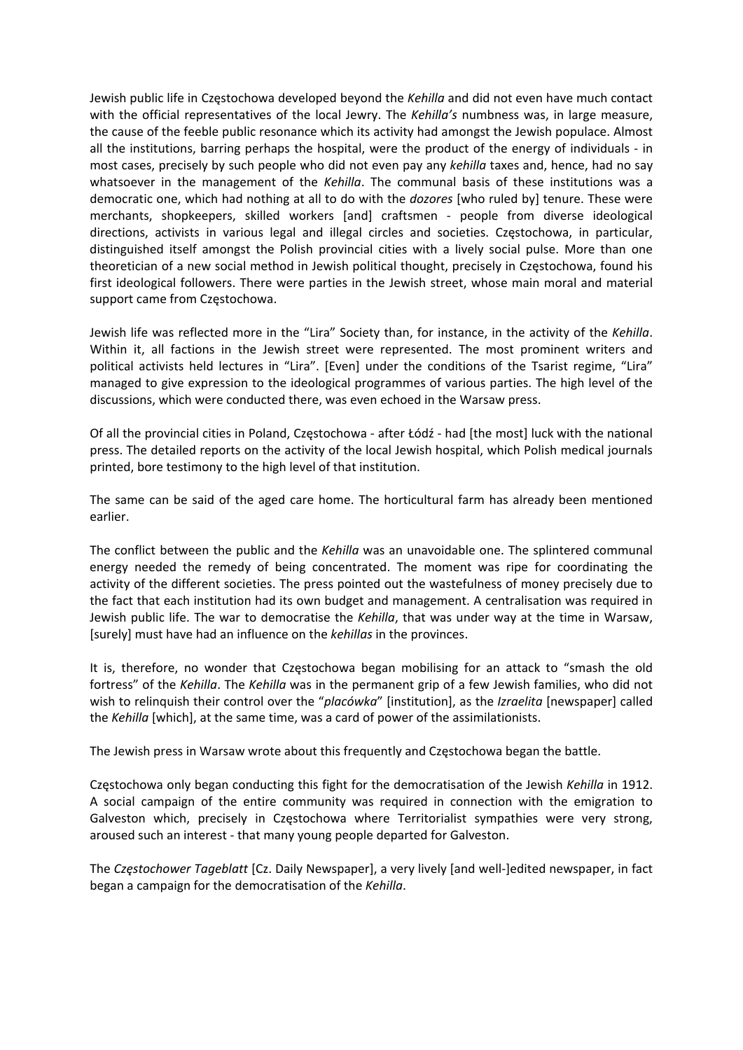Jewish public life in Częstochowa developed beyond the *Kehilla* and did not even have much contact with the official representatives of the local Jewry. The *Kehilla's* numbness was, in large measure, the cause of the feeble public resonance which its activity had amongst the Jewish populace. Almost all the institutions, barring perhaps the hospital, were the product of the energy of individuals - in most cases, precisely by such people who did not even pay any *kehilla* taxes and, hence, had no say whatsoever in the management of the *Kehilla*. The communal basis of these institutions was a democratic one, which had nothing at all to do with the *dozores* [who ruled by] tenure. These were merchants, shopkeepers, skilled workers [and] craftsmen - people from diverse ideological directions, activists in various legal and illegal circles and societies. Częstochowa, in particular, distinguished itself amongst the Polish provincial cities with a lively social pulse. More than one theoretician of a new social method in Jewish political thought, precisely in Częstochowa, found his first ideological followers. There were parties in the Jewish street, whose main moral and material support came from Częstochowa.

Jewish life was reflected more in the "Lira" Society than, for instance, in the activity of the *Kehilla*. Within it, all factions in the Jewish street were represented. The most prominent writers and political activists held lectures in "Lira". [Even] under the conditions of the Tsarist regime, "Lira" managed to give expression to the ideological programmes of various parties. The high level of the discussions, which were conducted there, was even echoed in the Warsaw press.

Of all the provincial cities in Poland, Częstochowa - after Łódź - had [the most] luck with the national press. The detailed reports on the activity of the local Jewish hospital, which Polish medical journals printed, bore testimony to the high level of that institution.

The same can be said of the aged care home. The horticultural farm has already been mentioned earlier.

The conflict between the public and the *Kehilla* was an unavoidable one. The splintered communal energy needed the remedy of being concentrated. The moment was ripe for coordinating the activity of the different societies. The press pointed out the wastefulness of money precisely due to the fact that each institution had its own budget and management. A centralisation was required in Jewish public life. The war to democratise the *Kehilla*, that was under way at the time in Warsaw, [surely] must have had an influence on the *kehillas* in the provinces.

It is, therefore, no wonder that Częstochowa began mobilising for an attack to "smash the old fortress" of the *Kehilla*. The *Kehilla* was in the permanent grip of a few Jewish families, who did not wish to relinquish their control over the "*placówka*" [institution], as the *Izraelita* [newspaper] called the *Kehilla* [which], at the same time, was a card of power of the assimilationists.

The Jewish press in Warsaw wrote about this frequently and Częstochowa began the battle.

Częstochowa only began conducting this fight for the democratisation of the Jewish *Kehilla* in 1912. A social campaign of the entire community was required in connection with the emigration to Galveston which, precisely in Częstochowa where Territorialist sympathies were very strong, aroused such an interest - that many young people departed for Galveston.

The *Częstochower Tageblatt* [Cz. Daily Newspaper], a very lively [and well-]edited newspaper, in fact began a campaign for the democratisation of the *Kehilla*.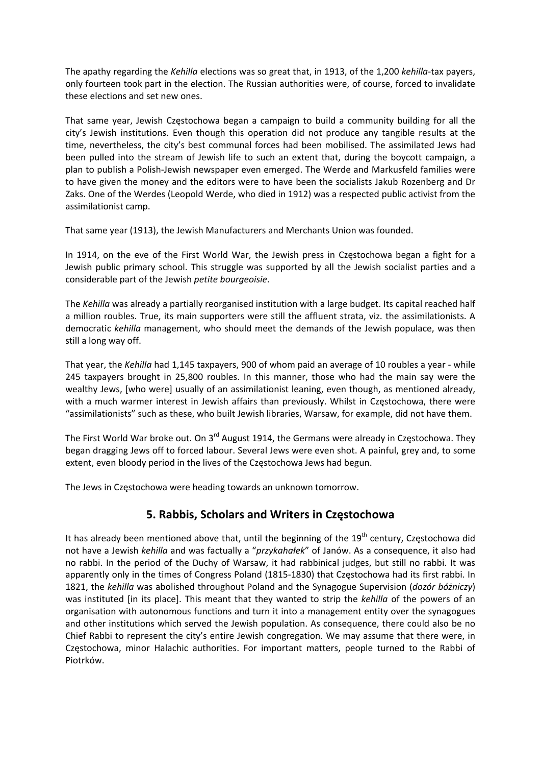The apathy regarding the *Kehilla* elections was so great that, in 1913, of the 1,200 *kehilla*-tax payers, only fourteen took part in the election. The Russian authorities were, of course, forced to invalidate these elections and set new ones.

That same year, Jewish Częstochowa began a campaign to build a community building for all the city's Jewish institutions. Even though this operation did not produce any tangible results at the time, nevertheless, the city's best communal forces had been mobilised. The assimilated Jews had been pulled into the stream of Jewish life to such an extent that, during the boycott campaign, a plan to publish a Polish-Jewish newspaper even emerged. The Werde and Markusfeld families were to have given the money and the editors were to have been the socialists Jakub Rozenberg and Dr Zaks. One of the Werdes (Leopold Werde, who died in 1912) was a respected public activist from the assimilationist camp.

That same year (1913), the Jewish Manufacturers and Merchants Union was founded.

In 1914, on the eve of the First World War, the Jewish press in Częstochowa began a fight for a Jewish public primary school. This struggle was supported by all the Jewish socialist parties and a considerable part of the Jewish *petite bourgeoisie*.

The *Kehilla* was already a partially reorganised institution with a large budget. Its capital reached half a million roubles. True, its main supporters were still the affluent strata, viz. the assimilationists. A democratic *kehilla* management, who should meet the demands of the Jewish populace, was then still a long way off.

That year, the *Kehilla* had 1,145 taxpayers, 900 of whom paid an average of 10 roubles a year - while 245 taxpayers brought in 25,800 roubles. In this manner, those who had the main say were the wealthy Jews, [who were] usually of an assimilationist leaning, even though, as mentioned already, with a much warmer interest in Jewish affairs than previously. Whilst in Częstochowa, there were "assimilationists" such as these, who built Jewish libraries, Warsaw, for example, did not have them.

The First World War broke out. On 3rd August 1914, the Germans were already in Częstochowa. They began dragging Jews off to forced labour. Several Jews were even shot. A painful, grey and, to some extent, even bloody period in the lives of the Częstochowa Jews had begun.

The Jews in Częstochowa were heading towards an unknown tomorrow.

## 5. Rabbis, Scholars and Writers in Częstochowa

It has already been mentioned above that, until the beginning of the 19th century, Częstochowa did not have a Jewish *kehilla* and was factually a "*przykahałek*" of Janów. As a consequence, it also had no rabbi. In the period of the Duchy of Warsaw, it had rabbinical judges, but still no rabbi. It was apparently only in the times of Congress Poland (1815-1830) that Częstochowa had its first rabbi. In 1821, the *kehilla* was abolished throughout Poland and the Synagogue Supervision (*dozór bóżniczy*) was instituted [in its place]. This meant that they wanted to strip the *kehilla* of the powers of an organisation with autonomous functions and turn it into a management entity over the synagogues and other institutions which served the Jewish population. As consequence, there could also be no Chief Rabbi to represent the city's entire Jewish congregation. We may assume that there were, in Częstochowa, minor Halachic authorities. For important matters, people turned to the Rabbi of Piotrków.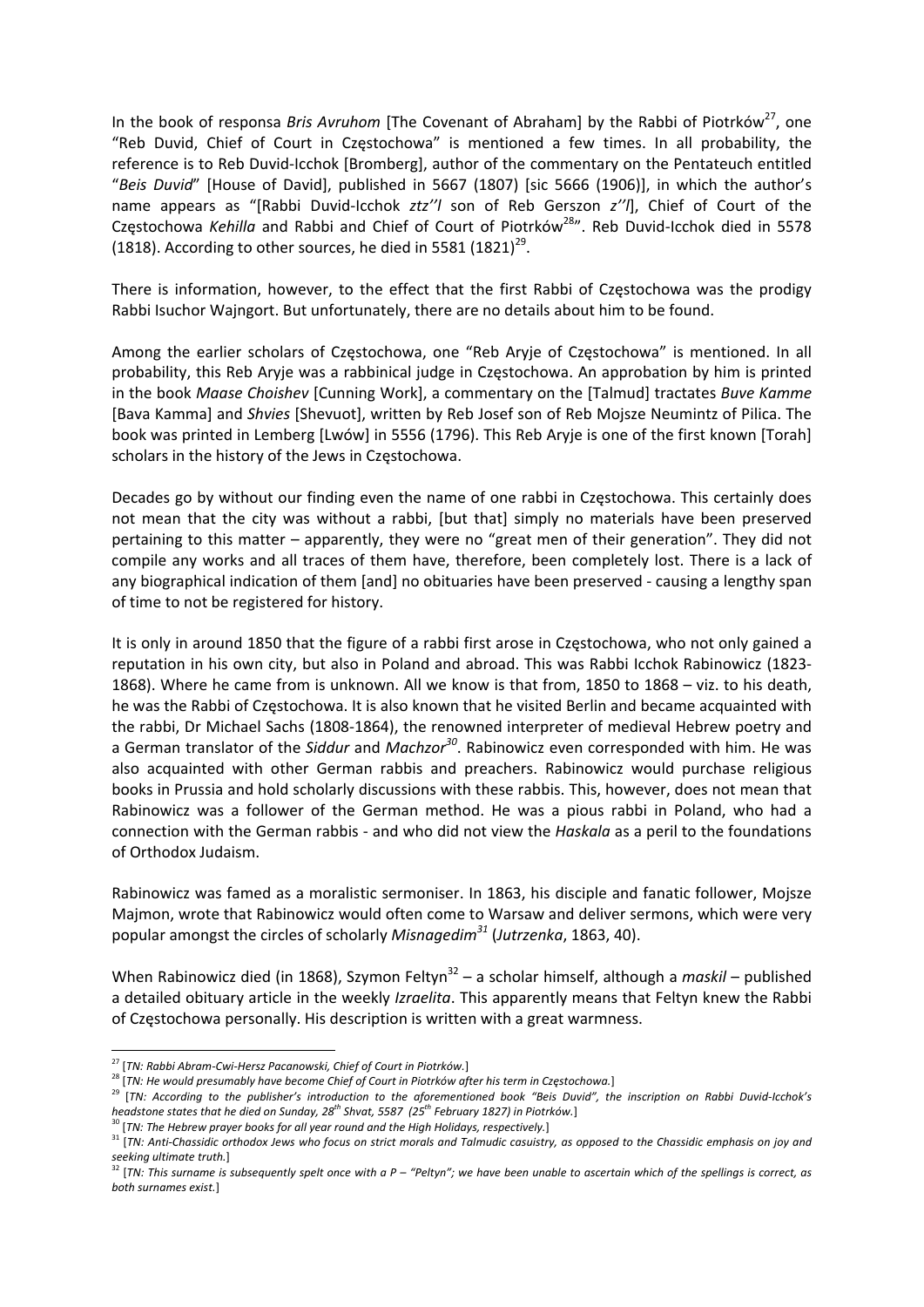In the book of responsa *Bris Avruhom* [The Covenant of Abraham] by the Rabbi of Piotrków[27], one "Reb Duvid, Chief of Court in Częstochowa" is mentioned a few times. In all probability, the reference is to Reb Duvid-Icchok [Bromberg], author of the commentary on the Pentateuch entitled "*Beis Duvid*" [House of David], published in 5667 (1807) [sic 5666 (1906)], in which the author's name appears as "[Rabbi Duvid-Icchok *ztz''l* son of Reb Gerszon *z''l*], Chief of Court of the Częstochowa *Kehilla* and Rabbi and Chief of Court of Piotrków[28]". Reb Duvid-Icchok died in 5578 (1818). According to other sources, he died in 5581 (1821)[29].

There is information, however, to the effect that the first Rabbi of Częstochowa was the prodigy Rabbi Isuchor Wajngort. But unfortunately, there are no details about him to be found.

Among the earlier scholars of Częstochowa, one "Reb Aryje of Częstochowa" is mentioned. In all probability, this Reb Aryje was a rabbinical judge in Częstochowa. An approbation by him is printed in the book *Maase Choishev* [Cunning Work], a commentary on the [Talmud] tractates *Buve Kamme* [Bava Kamma] and *Shvies* [Shevuot], written by Reb Josef son of Reb Mojsze Neumintz of Pilica. The book was printed in Lemberg [Lwów] in 5556 (1796). This Reb Aryje is one of the first known [Torah] scholars in the history of the Jews in Częstochowa.

Decades go by without our finding even the name of one rabbi in Częstochowa. This certainly does not mean that the city was without a rabbi, [but that] simply no materials have been preserved pertaining to this matter – apparently, they were no "great men of their generation". They did not compile any works and all traces of them have, therefore, been completely lost. There is a lack of any biographical indication of them [and] no obituaries have been preserved - causing a lengthy span of time to not be registered for history.

It is only in around 1850 that the figure of a rabbi first arose in Częstochowa, who not only gained a reputation in his own city, but also in Poland and abroad. This was Rabbi Icchok Rabinowicz (1823-1868). Where he came from is unknown. All we know is that from, 1850 to 1868 – viz. to his death, he was the Rabbi of Częstochowa. It is also known that he visited Berlin and became acquainted with the rabbi, Dr Michael Sachs (1808-1864), the renowned interpreter of medieval Hebrew poetry and a German translator of the *Siddur* and *Machzor*[30]. Rabinowicz even corresponded with him. He was also acquainted with other German rabbis and preachers. Rabinowicz would purchase religious books in Prussia and hold scholarly discussions with these rabbis. This, however, does not mean that Rabinowicz was a follower of the German method. He was a pious rabbi in Poland, who had a connection with the German rabbis - and who did not view the *Haskala* as a peril to the foundations of Orthodox Judaism.

Rabinowicz was famed as a moralistic sermoniser. In 1863, his disciple and fanatic follower, Mojsze Majmon, wrote that Rabinowicz would often come to Warsaw and deliver sermons, which were very popular amongst the circles of scholarly *Misnagedim*[31] (*Jutrzenka*, 1863, 40).

When Rabinowicz died (in 1868), Szymon Feltyn[32] – a scholar himself, although a *maskil* – published a detailed obituary article in the weekly *Izraelita*. This apparently means that Feltyn knew the Rabbi of Częstochowa personally. His description is written with a great warmness.

---

[27] [*TN: Rabbi Abram-Cwi-Hersz Pacanowski, Chief of Court in Piotrków.*]

[28] [*TN: He would presumably have become Chief of Court in Piotrków after his term in Częstochowa.*]

[29] [*TN: According to the publisher's introduction to the aforementioned book "Beis Duvid", the inscription on Rabbi Duvid-Icchok's headstone states that he died on Sunday, 28th Shvat, 5587 (25th February 1827) in Piotrków.*]

[30] [*TN: The Hebrew prayer books for all year round and the High Holidays, respectively.*]

[31] [*TN: Anti-Chassidic orthodox Jews who focus on strict morals and Talmudic casuistry, as opposed to the Chassidic emphasis on joy and seeking ultimate truth.*]

[32] [*TN: This surname is subsequently spelt once with a P – "Peltyn"; we have been unable to ascertain which of the spellings is correct, as both surnames exist.*]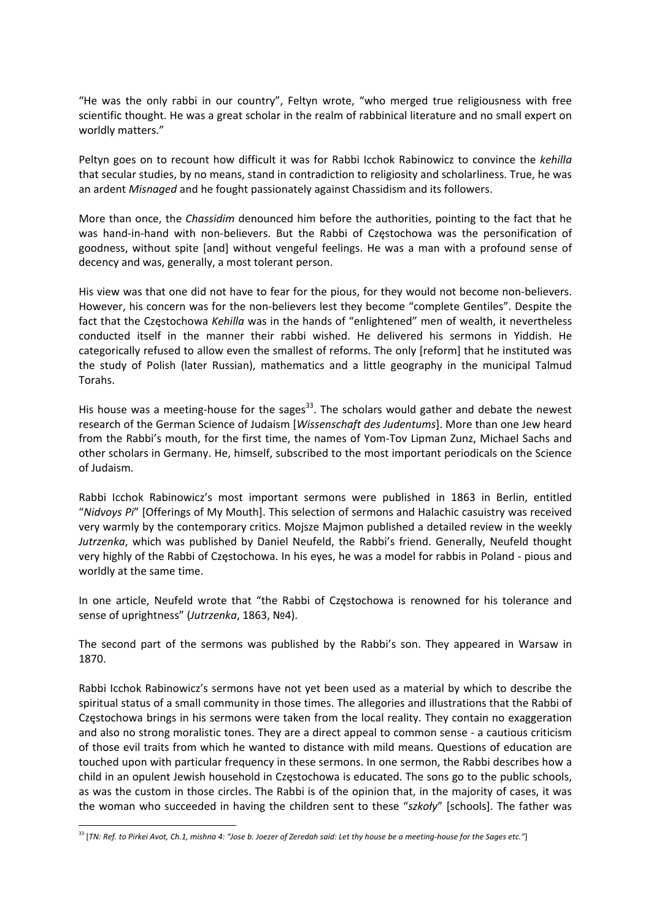"He was the only rabbi in our country", Feltyn wrote, "who merged true religiousness with free scientific thought. He was a great scholar in the realm of rabbinical literature and no small expert on worldly matters."

Peltyn goes on to recount how difficult it was for Rabbi Icchok Rabinowicz to convince the *kehilla* that secular studies, by no means, stand in contradiction to religiosity and scholarliness. True, he was an ardent *Misnaged* and he fought passionately against Chassidism and its followers.

More than once, the *Chassidim* denounced him before the authorities, pointing to the fact that he was hand-in-hand with non-believers. But the Rabbi of Częstochowa was the personification of goodness, without spite [and] without vengeful feelings. He was a man with a profound sense of decency and was, generally, a most tolerant person.

His view was that one did not have to fear for the pious, for they would not become non-believers. However, his concern was for the non-believers lest they become "complete Gentiles". Despite the fact that the Częstochowa *Kehilla* was in the hands of "enlightened" men of wealth, it nevertheless conducted itself in the manner their rabbi wished. He delivered his sermons in Yiddish. He categorically refused to allow even the smallest of reforms. The only [reform] that he instituted was the study of Polish (later Russian), mathematics and a little geography in the municipal Talmud Torahs.

His house was a meeting-house for the sages[33]. The scholars would gather and debate the newest research of the German Science of Judaism [*Wissenschaft des Judentums*]. More than one Jew heard from the Rabbi's mouth, for the first time, the names of Yom-Tov Lipman Zunz, Michael Sachs and other scholars in Germany. He, himself, subscribed to the most important periodicals on the Science of Judaism.

Rabbi Icchok Rabinowicz's most important sermons were published in 1863 in Berlin, entitled "*Nidvoys Pi*" [Offerings of My Mouth]. This selection of sermons and Halachic casuistry was received very warmly by the contemporary critics. Mojsze Majmon published a detailed review in the weekly *Jutrzenka*, which was published by Daniel Neufeld, the Rabbi's friend. Generally, Neufeld thought very highly of the Rabbi of Częstochowa. In his eyes, he was a model for rabbis in Poland - pious and worldly at the same time.

In one article, Neufeld wrote that "the Rabbi of Częstochowa is renowned for his tolerance and sense of uprightness" (*Jutrzenka*, 1863, №4).

The second part of the sermons was published by the Rabbi's son. They appeared in Warsaw in 1870.

Rabbi Icchok Rabinowicz's sermons have not yet been used as a material by which to describe the spiritual status of a small community in those times. The allegories and illustrations that the Rabbi of Częstochowa brings in his sermons were taken from the local reality. They contain no exaggeration and also no strong moralistic tones. They are a direct appeal to common sense - a cautious criticism of those evil traits from which he wanted to distance with mild means. Questions of education are touched upon with particular frequency in these sermons. In one sermon, the Rabbi describes how a child in an opulent Jewish household in Częstochowa is educated. The sons go to the public schools, as was the custom in those circles. The Rabbi is of the opinion that, in the majority of cases, it was the woman who succeeded in having the children sent to these "*szkoły*" [schools]. The father was

---

[33] [*TN: Ref. to Pirkei Avot, Ch.1, mishna 4: "Jose b. Joezer of Zeredah said: Let thy house be a meeting-house for the Sages etc."*]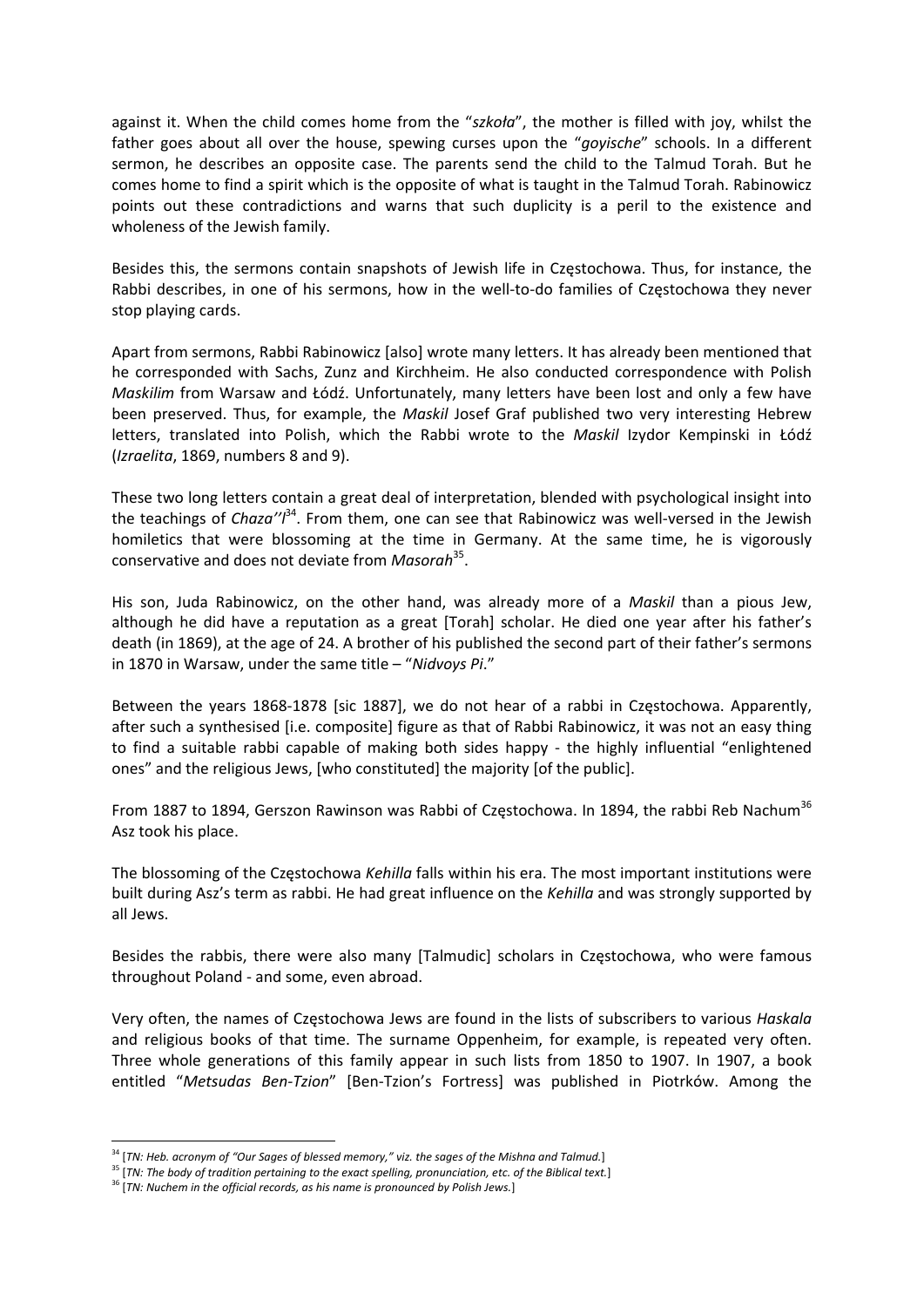against it. When the child comes home from the "*szkoła*", the mother is filled with joy, whilst the father goes about all over the house, spewing curses upon the "*goyische*" schools. In a different sermon, he describes an opposite case. The parents send the child to the Talmud Torah. But he comes home to find a spirit which is the opposite of what is taught in the Talmud Torah. Rabinowicz points out these contradictions and warns that such duplicity is a peril to the existence and wholeness of the Jewish family.

Besides this, the sermons contain snapshots of Jewish life in Częstochowa. Thus, for instance, the Rabbi describes, in one of his sermons, how in the well-to-do families of Częstochowa they never stop playing cards.

Apart from sermons, Rabbi Rabinowicz [also] wrote many letters. It has already been mentioned that he corresponded with Sachs, Zunz and Kirchheim. He also conducted correspondence with Polish *Maskilim* from Warsaw and Łódź. Unfortunately, many letters have been lost and only a few have been preserved. Thus, for example, the *Maskil* Josef Graf published two very interesting Hebrew letters, translated into Polish, which the Rabbi wrote to the *Maskil* Izydor Kempinski in Łódź (*Izraelita*, 1869, numbers 8 and 9).

These two long letters contain a great deal of interpretation, blended with psychological insight into the teachings of *Chaza''l*[34]. From them, one can see that Rabinowicz was well-versed in the Jewish homiletics that were blossoming at the time in Germany. At the same time, he is vigorously conservative and does not deviate from *Masorah*[35].

His son, Juda Rabinowicz, on the other hand, was already more of a *Maskil* than a pious Jew, although he did have a reputation as a great [Torah] scholar. He died one year after his father's death (in 1869), at the age of 24. A brother of his published the second part of their father's sermons in 1870 in Warsaw, under the same title – "*Nidvoys Pi*."

Between the years 1868-1878 [sic 1887], we do not hear of a rabbi in Częstochowa. Apparently, after such a synthesised [i.e. composite] figure as that of Rabbi Rabinowicz, it was not an easy thing to find a suitable rabbi capable of making both sides happy - the highly influential "enlightened ones" and the religious Jews, [who constituted] the majority [of the public].

From 1887 to 1894, Gerszon Rawinson was Rabbi of Częstochowa. In 1894, the rabbi Reb Nachum[36] Asz took his place.

The blossoming of the Częstochowa *Kehilla* falls within his era. The most important institutions were built during Asz's term as rabbi. He had great influence on the *Kehilla* and was strongly supported by all Jews.

Besides the rabbis, there were also many [Talmudic] scholars in Częstochowa, who were famous throughout Poland - and some, even abroad.

Very often, the names of Częstochowa Jews are found in the lists of subscribers to various *Haskala* and religious books of that time. The surname Oppenheim, for example, is repeated very often. Three whole generations of this family appear in such lists from 1850 to 1907. In 1907, a book entitled "*Metsudas Ben-Tzion*" [Ben-Tzion's Fortress] was published in Piotrków. Among the

---

[34] [*TN: Heb. acronym of "Our Sages of blessed memory," viz. the sages of the Mishna and Talmud.*]

[35] [*TN: The body of tradition pertaining to the exact spelling, pronunciation, etc. of the Biblical text.*]

[36] [*TN: Nuchem in the official records, as his name is pronounced by Polish Jews.*]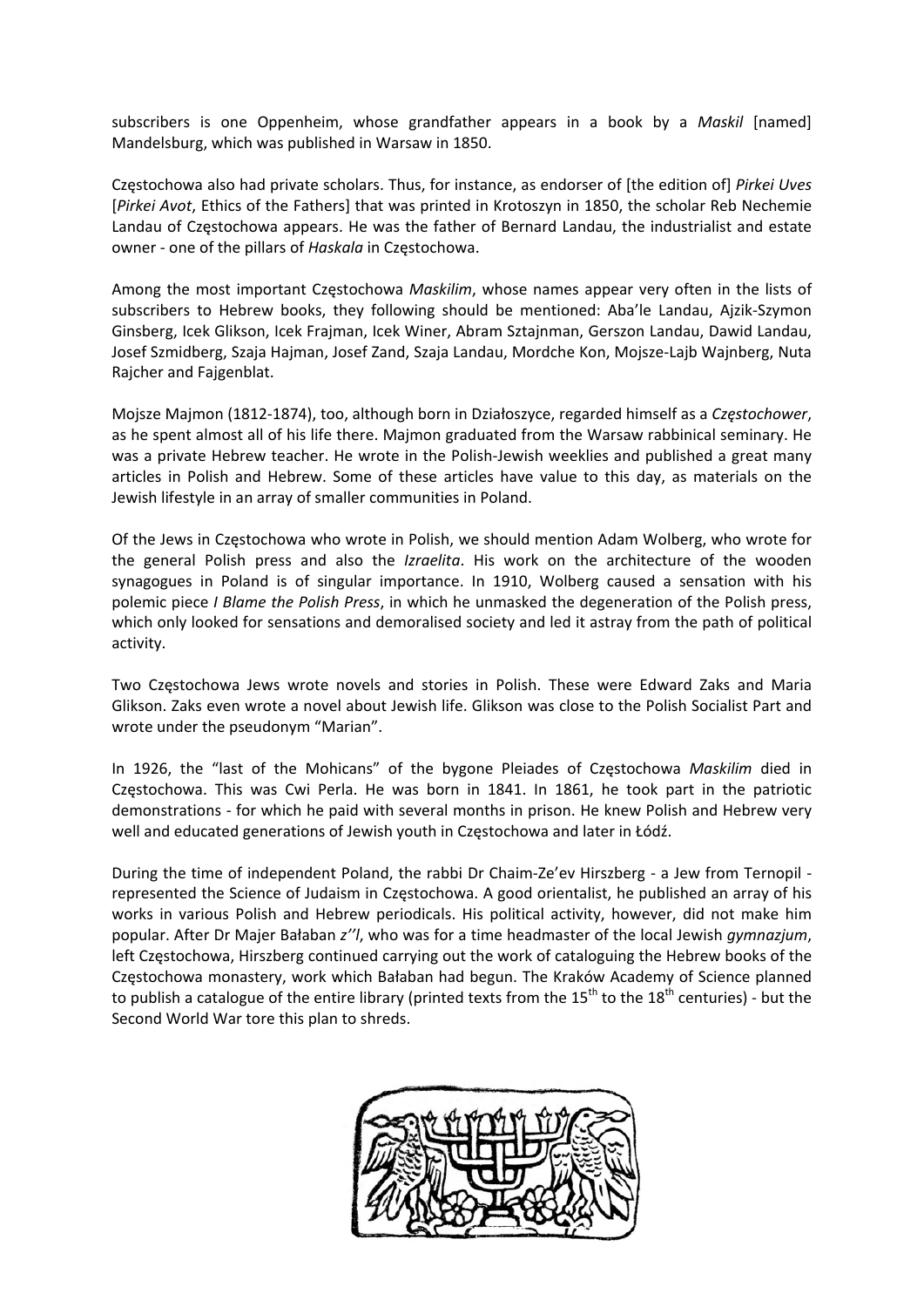subscribers is one Oppenheim, whose grandfather appears in a book by a *Maskil* [named] Mandelsburg, which was published in Warsaw in 1850.

Częstochowa also had private scholars. Thus, for instance, as endorser of [the edition of] *Pirkei Uves* [*Pirkei Avot*, Ethics of the Fathers] that was printed in Krotoszyn in 1850, the scholar Reb Nechemie Landau of Częstochowa appears. He was the father of Bernard Landau, the industrialist and estate owner - one of the pillars of *Haskala* in Częstochowa.

Among the most important Częstochowa *Maskilim*, whose names appear very often in the lists of subscribers to Hebrew books, they following should be mentioned: Aba'le Landau, Ajzik-Szymon Ginsberg, Icek Glikson, Icek Frajman, Icek Winer, Abram Sztajnman, Gerszon Landau, Dawid Landau, Josef Szmidberg, Szaja Hajman, Josef Zand, Szaja Landau, Mordche Kon, Mojsze-Lajb Wajnberg, Nuta Rajcher and Fajgenblat.

Mojsze Majmon (1812-1874), too, although born in Działoszyce, regarded himself as a *Częstochower*, as he spent almost all of his life there. Majmon graduated from the Warsaw rabbinical seminary. He was a private Hebrew teacher. He wrote in the Polish-Jewish weeklies and published a great many articles in Polish and Hebrew. Some of these articles have value to this day, as materials on the Jewish lifestyle in an array of smaller communities in Poland.

Of the Jews in Częstochowa who wrote in Polish, we should mention Adam Wolberg, who wrote for the general Polish press and also the *Izraelita*. His work on the architecture of the wooden synagogues in Poland is of singular importance. In 1910, Wolberg caused a sensation with his polemic piece *I Blame the Polish Press*, in which he unmasked the degeneration of the Polish press, which only looked for sensations and demoralised society and led it astray from the path of political activity.

Two Częstochowa Jews wrote novels and stories in Polish. These were Edward Zaks and Maria Glikson. Zaks even wrote a novel about Jewish life. Glikson was close to the Polish Socialist Part and wrote under the pseudonym "Marian".

In 1926, the "last of the Mohicans" of the bygone Pleiades of Częstochowa *Maskilim* died in Częstochowa. This was Cwi Perla. He was born in 1841. In 1861, he took part in the patriotic demonstrations - for which he paid with several months in prison. He knew Polish and Hebrew very well and educated generations of Jewish youth in Częstochowa and later in Łódź.

During the time of independent Poland, the rabbi Dr Chaim-Ze'ev Hirszberg - a Jew from Ternopil - represented the Science of Judaism in Częstochowa. A good orientalist, he published an array of his works in various Polish and Hebrew periodicals. His political activity, however, did not make him popular. After Dr Majer Bałaban *z''l*, who was for a time headmaster of the local Jewish *gymnazjum*, left Częstochowa, Hirszberg continued carrying out the work of cataloguing the Hebrew books of the Częstochowa monastery, work which Bałaban had begun. The Kraków Academy of Science planned to publish a catalogue of the entire library (printed texts from the 15th to the 18th centuries) - but the Second World War tore this plan to shreds.